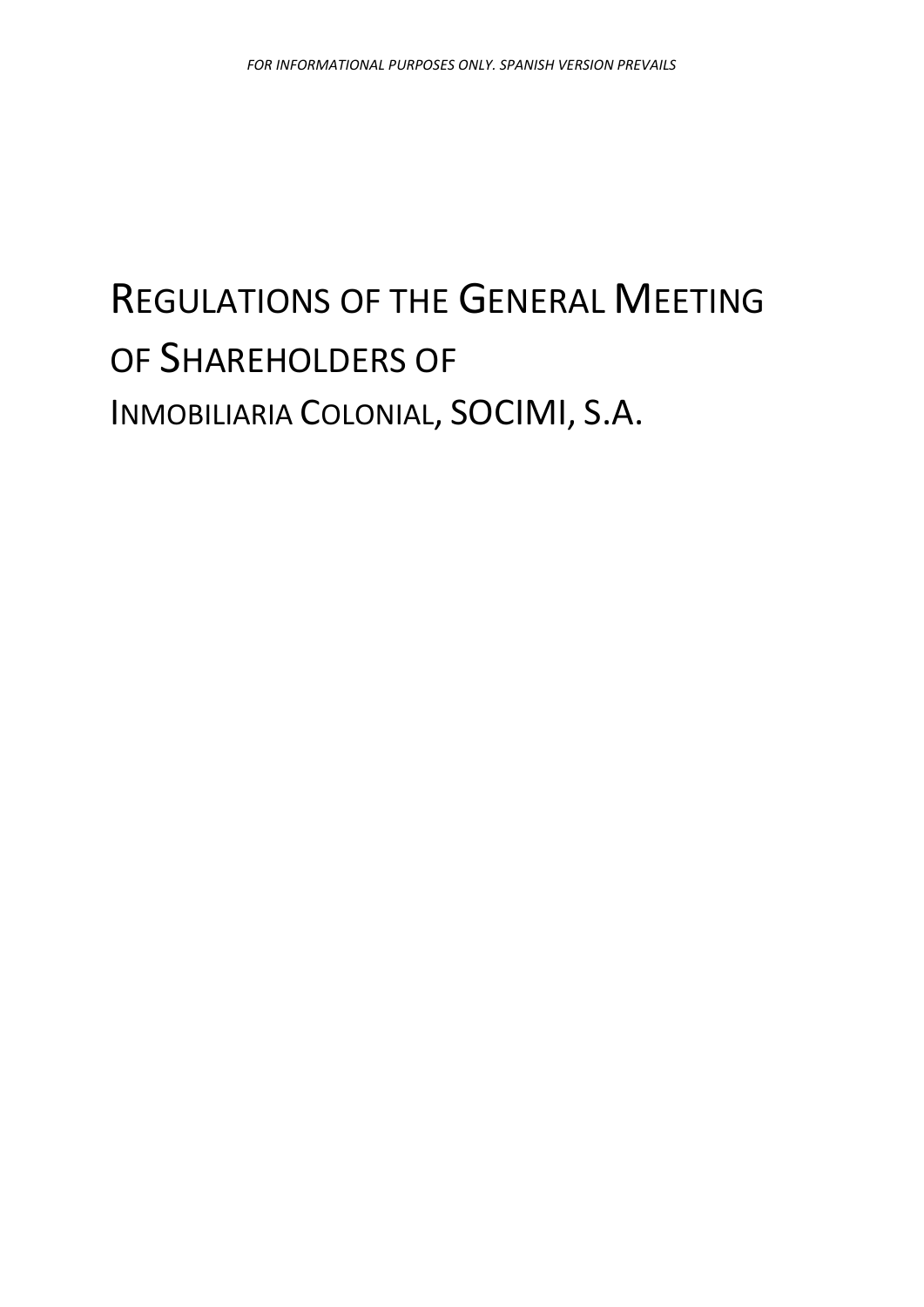# REGULATIONS OF THE GENERAL MEETING OF SHAREHOLDERS OF INMOBILIARIA COLONIAL, SOCIMI, S.A.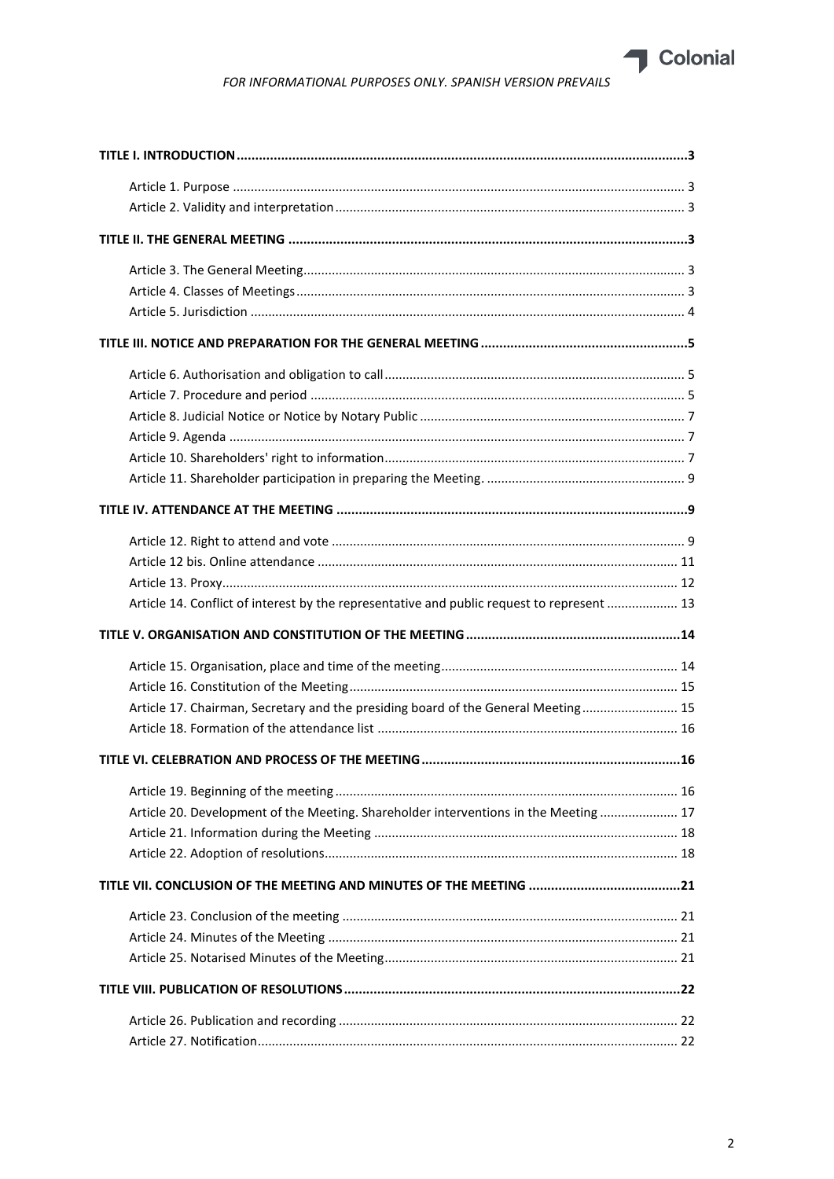*FOR INFORMATIONAL PURPOSES ONLY. SPANISH VERSION PREVAILS*

**TITLE I. INTRODUCTION** ..... 3

- Article 1. Purpose ..... 3
- Article 2. Validity and interpretation ..... 3

**TITLE II. THE GENERAL MEETING** ..... 3

- Article 3. The General Meeting ..... 3
- Article 4. Classes of Meetings ..... 3
- Article 5. Jurisdiction ..... 4

**TITLE III. NOTICE AND PREPARATION FOR THE GENERAL MEETING** ..... 5

- Article 6. Authorisation and obligation to call ..... 5
- Article 7. Procedure and period ..... 5
- Article 8. Judicial Notice or Notice by Notary Public ..... 7
- Article 9. Agenda ..... 7
- Article 10. Shareholders' right to information ..... 7
- Article 11. Shareholder participation in preparing the Meeting. ..... 9

**TITLE IV. ATTENDANCE AT THE MEETING** ..... 9

- Article 12. Right to attend and vote ..... 9
- Article 12 bis. Online attendance ..... 11
- Article 13. Proxy ..... 12
- Article 14. Conflict of interest by the representative and public request to represent ..... 13

**TITLE V. ORGANISATION AND CONSTITUTION OF THE MEETING** ..... 14

- Article 15. Organisation, place and time of the meeting ..... 14
- Article 16. Constitution of the Meeting ..... 15
- Article 17. Chairman, Secretary and the presiding board of the General Meeting ..... 15
- Article 18. Formation of the attendance list ..... 16

**TITLE VI. CELEBRATION AND PROCESS OF THE MEETING** ..... 16

- Article 19. Beginning of the meeting ..... 16
- Article 20. Development of the Meeting. Shareholder interventions in the Meeting ..... 17
- Article 21. Information during the Meeting ..... 18
- Article 22. Adoption of resolutions ..... 18

**TITLE VII. CONCLUSION OF THE MEETING AND MINUTES OF THE MEETING** ..... 21

- Article 23. Conclusion of the meeting ..... 21
- Article 24. Minutes of the Meeting ..... 21
- Article 25. Notarised Minutes of the Meeting ..... 21

**TITLE VIII. PUBLICATION OF RESOLUTIONS** ..... 22

- Article 26. Publication and recording ..... 22
- Article 27. Notification ..... 22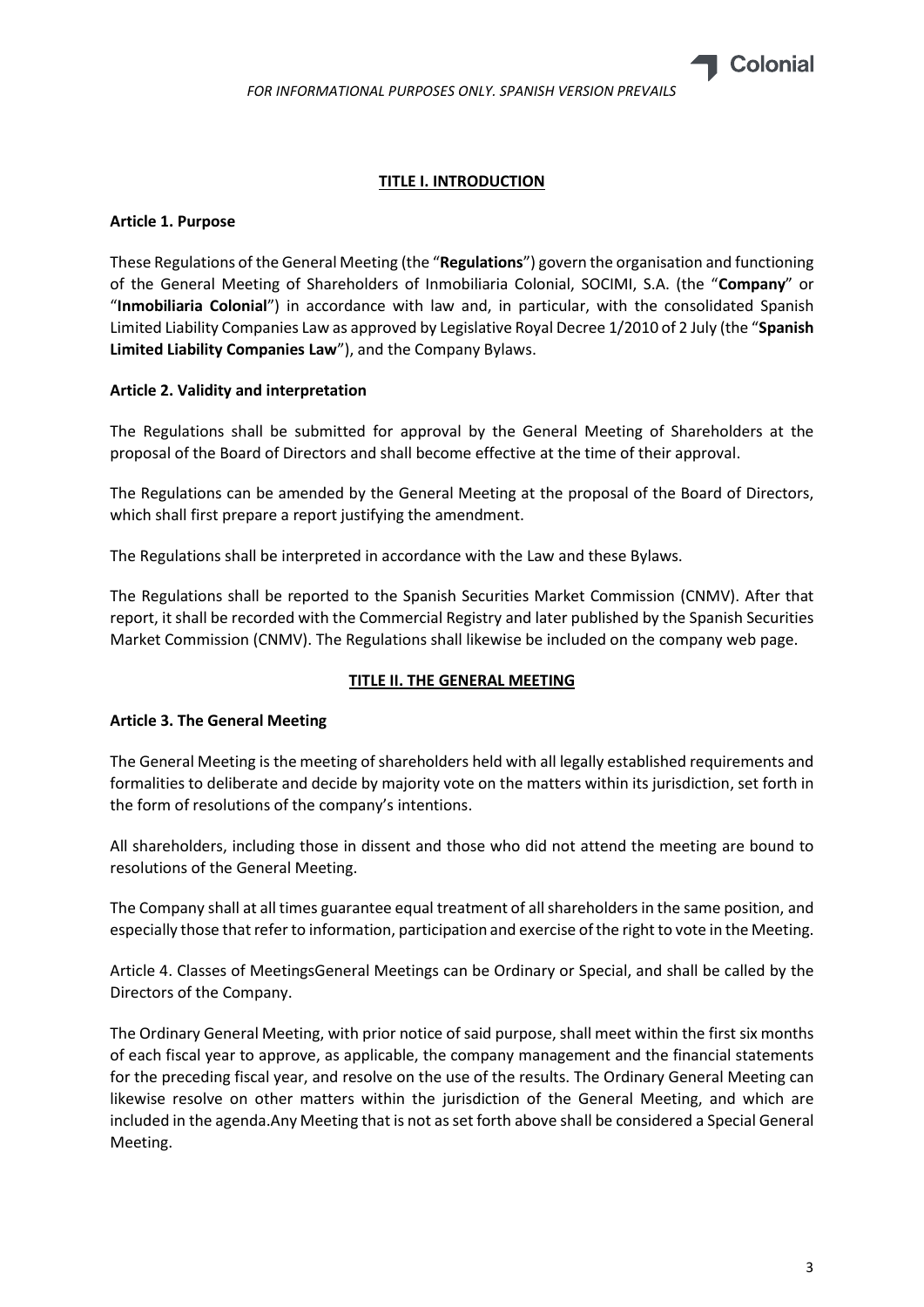## TITLE I. INTRODUCTION

### Article 1. Purpose

These Regulations of the General Meeting (the "**Regulations**") govern the organisation and functioning of the General Meeting of Shareholders of Inmobiliaria Colonial, SOCIMI, S.A. (the "**Company**" or "**Inmobiliaria Colonial**") in accordance with law and, in particular, with the consolidated Spanish Limited Liability Companies Law as approved by Legislative Royal Decree 1/2010 of 2 July (the "**Spanish Limited Liability Companies Law**"), and the Company Bylaws.

### Article 2. Validity and interpretation

The Regulations shall be submitted for approval by the General Meeting of Shareholders at the proposal of the Board of Directors and shall become effective at the time of their approval.

The Regulations can be amended by the General Meeting at the proposal of the Board of Directors, which shall first prepare a report justifying the amendment.

The Regulations shall be interpreted in accordance with the Law and these Bylaws.

The Regulations shall be reported to the Spanish Securities Market Commission (CNMV). After that report, it shall be recorded with the Commercial Registry and later published by the Spanish Securities Market Commission (CNMV). The Regulations shall likewise be included on the company web page.

## TITLE II. THE GENERAL MEETING

### Article 3. The General Meeting

The General Meeting is the meeting of shareholders held with all legally established requirements and formalities to deliberate and decide by majority vote on the matters within its jurisdiction, set forth in the form of resolutions of the company's intentions.

All shareholders, including those in dissent and those who did not attend the meeting are bound to resolutions of the General Meeting.

The Company shall at all times guarantee equal treatment of all shareholders in the same position, and especially those that refer to information, participation and exercise of the right to vote in the Meeting.

Article 4. Classes of MeetingsGeneral Meetings can be Ordinary or Special, and shall be called by the Directors of the Company.

The Ordinary General Meeting, with prior notice of said purpose, shall meet within the first six months of each fiscal year to approve, as applicable, the company management and the financial statements for the preceding fiscal year, and resolve on the use of the results. The Ordinary General Meeting can likewise resolve on other matters within the jurisdiction of the General Meeting, and which are included in the agenda.Any Meeting that is not as set forth above shall be considered a Special General Meeting.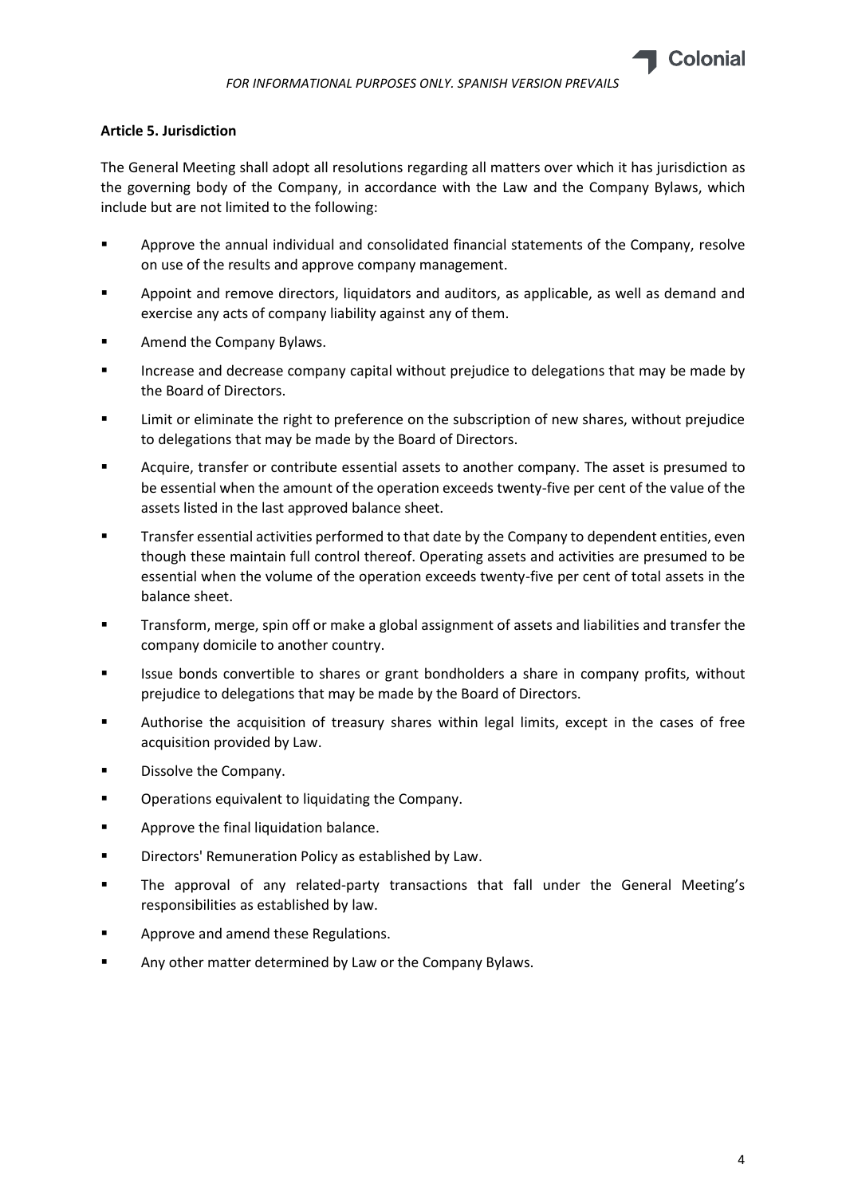**Article 5. Jurisdiction**

The General Meeting shall adopt all resolutions regarding all matters over which it has jurisdiction as the governing body of the Company, in accordance with the Law and the Company Bylaws, which include but are not limited to the following:

- Approve the annual individual and consolidated financial statements of the Company, resolve on use of the results and approve company management.
- Appoint and remove directors, liquidators and auditors, as applicable, as well as demand and exercise any acts of company liability against any of them.
- Amend the Company Bylaws.
- Increase and decrease company capital without prejudice to delegations that may be made by the Board of Directors.
- Limit or eliminate the right to preference on the subscription of new shares, without prejudice to delegations that may be made by the Board of Directors.
- Acquire, transfer or contribute essential assets to another company. The asset is presumed to be essential when the amount of the operation exceeds twenty-five per cent of the value of the assets listed in the last approved balance sheet.
- Transfer essential activities performed to that date by the Company to dependent entities, even though these maintain full control thereof. Operating assets and activities are presumed to be essential when the volume of the operation exceeds twenty-five per cent of total assets in the balance sheet.
- Transform, merge, spin off or make a global assignment of assets and liabilities and transfer the company domicile to another country.
- Issue bonds convertible to shares or grant bondholders a share in company profits, without prejudice to delegations that may be made by the Board of Directors.
- Authorise the acquisition of treasury shares within legal limits, except in the cases of free acquisition provided by Law.
- Dissolve the Company.
- Operations equivalent to liquidating the Company.
- Approve the final liquidation balance.
- Directors' Remuneration Policy as established by Law.
- The approval of any related-party transactions that fall under the General Meeting's responsibilities as established by law.
- Approve and amend these Regulations.
- Any other matter determined by Law or the Company Bylaws.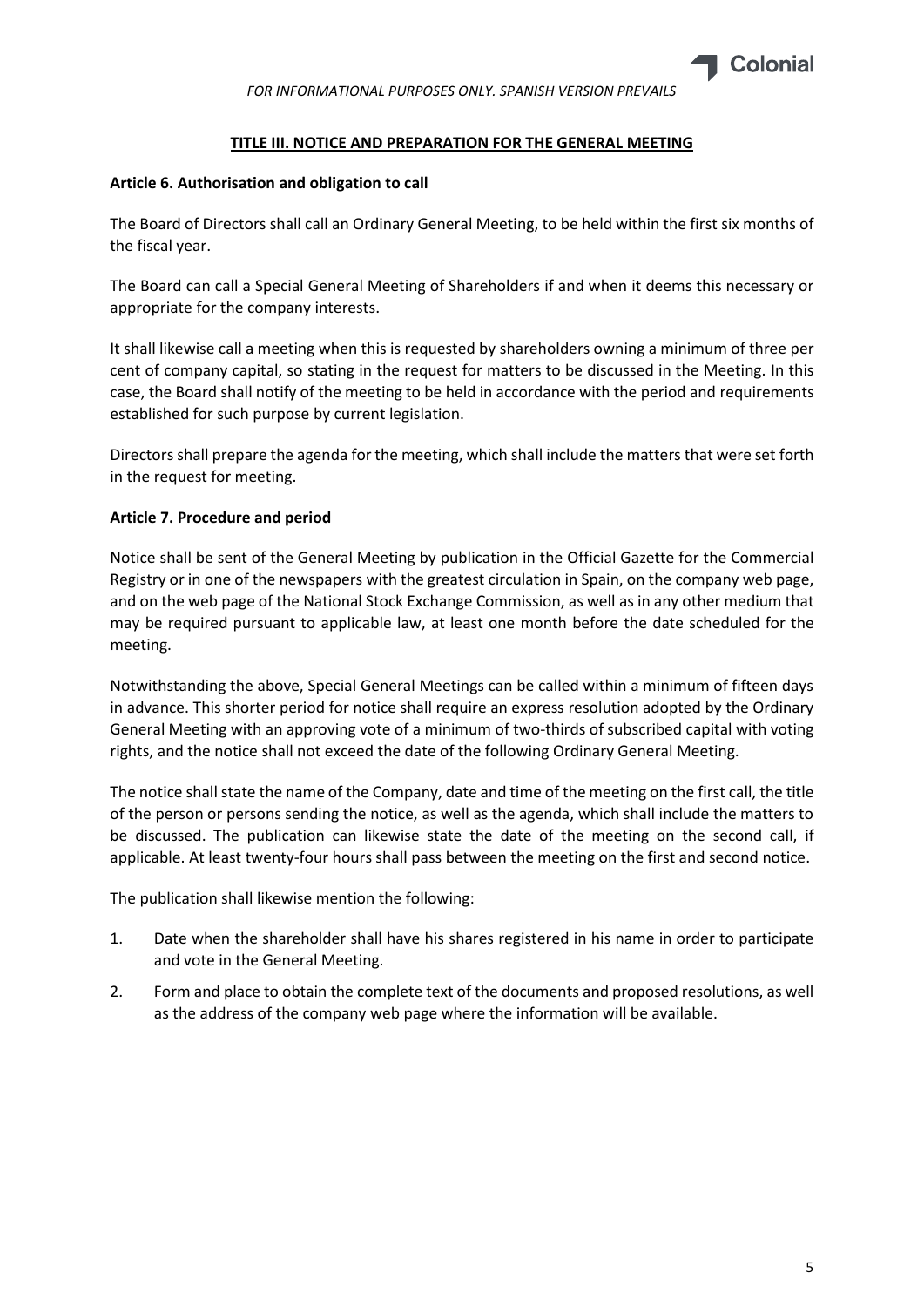## TITLE III. NOTICE AND PREPARATION FOR THE GENERAL MEETING

**Article 6. Authorisation and obligation to call**

The Board of Directors shall call an Ordinary General Meeting, to be held within the first six months of the fiscal year.

The Board can call a Special General Meeting of Shareholders if and when it deems this necessary or appropriate for the company interests.

It shall likewise call a meeting when this is requested by shareholders owning a minimum of three per cent of company capital, so stating in the request for matters to be discussed in the Meeting. In this case, the Board shall notify of the meeting to be held in accordance with the period and requirements established for such purpose by current legislation.

Directors shall prepare the agenda for the meeting, which shall include the matters that were set forth in the request for meeting.

**Article 7. Procedure and period**

Notice shall be sent of the General Meeting by publication in the Official Gazette for the Commercial Registry or in one of the newspapers with the greatest circulation in Spain, on the company web page, and on the web page of the National Stock Exchange Commission, as well as in any other medium that may be required pursuant to applicable law, at least one month before the date scheduled for the meeting.

Notwithstanding the above, Special General Meetings can be called within a minimum of fifteen days in advance. This shorter period for notice shall require an express resolution adopted by the Ordinary General Meeting with an approving vote of a minimum of two-thirds of subscribed capital with voting rights, and the notice shall not exceed the date of the following Ordinary General Meeting.

The notice shall state the name of the Company, date and time of the meeting on the first call, the title of the person or persons sending the notice, as well as the agenda, which shall include the matters to be discussed. The publication can likewise state the date of the meeting on the second call, if applicable. At least twenty-four hours shall pass between the meeting on the first and second notice.

The publication shall likewise mention the following:

1. Date when the shareholder shall have his shares registered in his name in order to participate and vote in the General Meeting.
2. Form and place to obtain the complete text of the documents and proposed resolutions, as well as the address of the company web page where the information will be available.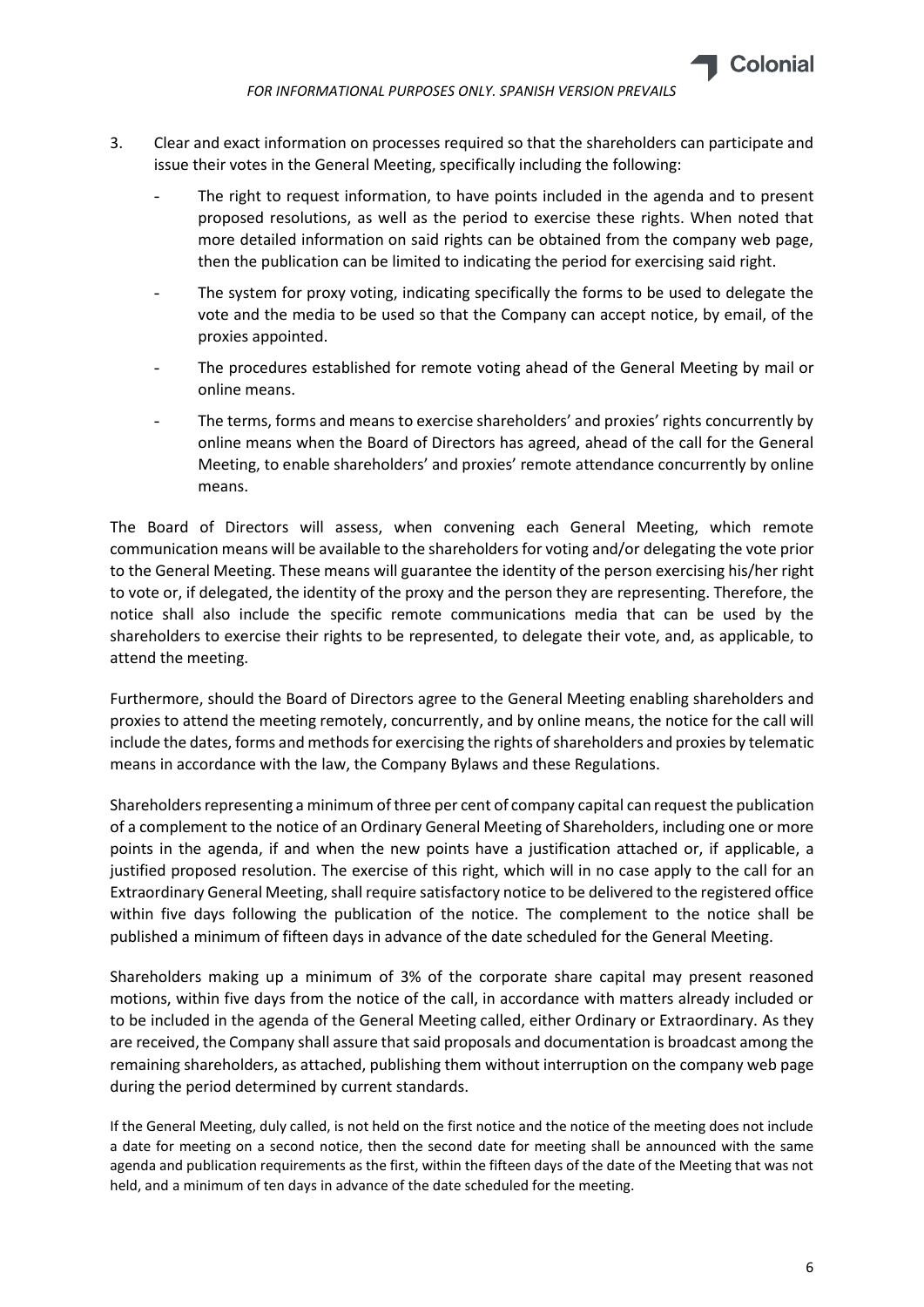3. Clear and exact information on processes required so that the shareholders can participate and issue their votes in the General Meeting, specifically including the following:

   - The right to request information, to have points included in the agenda and to present proposed resolutions, as well as the period to exercise these rights. When noted that more detailed information on said rights can be obtained from the company web page, then the publication can be limited to indicating the period for exercising said right.
   - The system for proxy voting, indicating specifically the forms to be used to delegate the vote and the media to be used so that the Company can accept notice, by email, of the proxies appointed.
   - The procedures established for remote voting ahead of the General Meeting by mail or online means.
   - The terms, forms and means to exercise shareholders' and proxies' rights concurrently by online means when the Board of Directors has agreed, ahead of the call for the General Meeting, to enable shareholders' and proxies' remote attendance concurrently by online means.

The Board of Directors will assess, when convening each General Meeting, which remote communication means will be available to the shareholders for voting and/or delegating the vote prior to the General Meeting. These means will guarantee the identity of the person exercising his/her right to vote or, if delegated, the identity of the proxy and the person they are representing. Therefore, the notice shall also include the specific remote communications media that can be used by the shareholders to exercise their rights to be represented, to delegate their vote, and, as applicable, to attend the meeting.

Furthermore, should the Board of Directors agree to the General Meeting enabling shareholders and proxies to attend the meeting remotely, concurrently, and by online means, the notice for the call will include the dates, forms and methods for exercising the rights of shareholders and proxies by telematic means in accordance with the law, the Company Bylaws and these Regulations.

Shareholders representing a minimum of three per cent of company capital can request the publication of a complement to the notice of an Ordinary General Meeting of Shareholders, including one or more points in the agenda, if and when the new points have a justification attached or, if applicable, a justified proposed resolution. The exercise of this right, which will in no case apply to the call for an Extraordinary General Meeting, shall require satisfactory notice to be delivered to the registered office within five days following the publication of the notice. The complement to the notice shall be published a minimum of fifteen days in advance of the date scheduled for the General Meeting.

Shareholders making up a minimum of 3% of the corporate share capital may present reasoned motions, within five days from the notice of the call, in accordance with matters already included or to be included in the agenda of the General Meeting called, either Ordinary or Extraordinary. As they are received, the Company shall assure that said proposals and documentation is broadcast among the remaining shareholders, as attached, publishing them without interruption on the company web page during the period determined by current standards.

If the General Meeting, duly called, is not held on the first notice and the notice of the meeting does not include a date for meeting on a second notice, then the second date for meeting shall be announced with the same agenda and publication requirements as the first, within the fifteen days of the date of the Meeting that was not held, and a minimum of ten days in advance of the date scheduled for the meeting.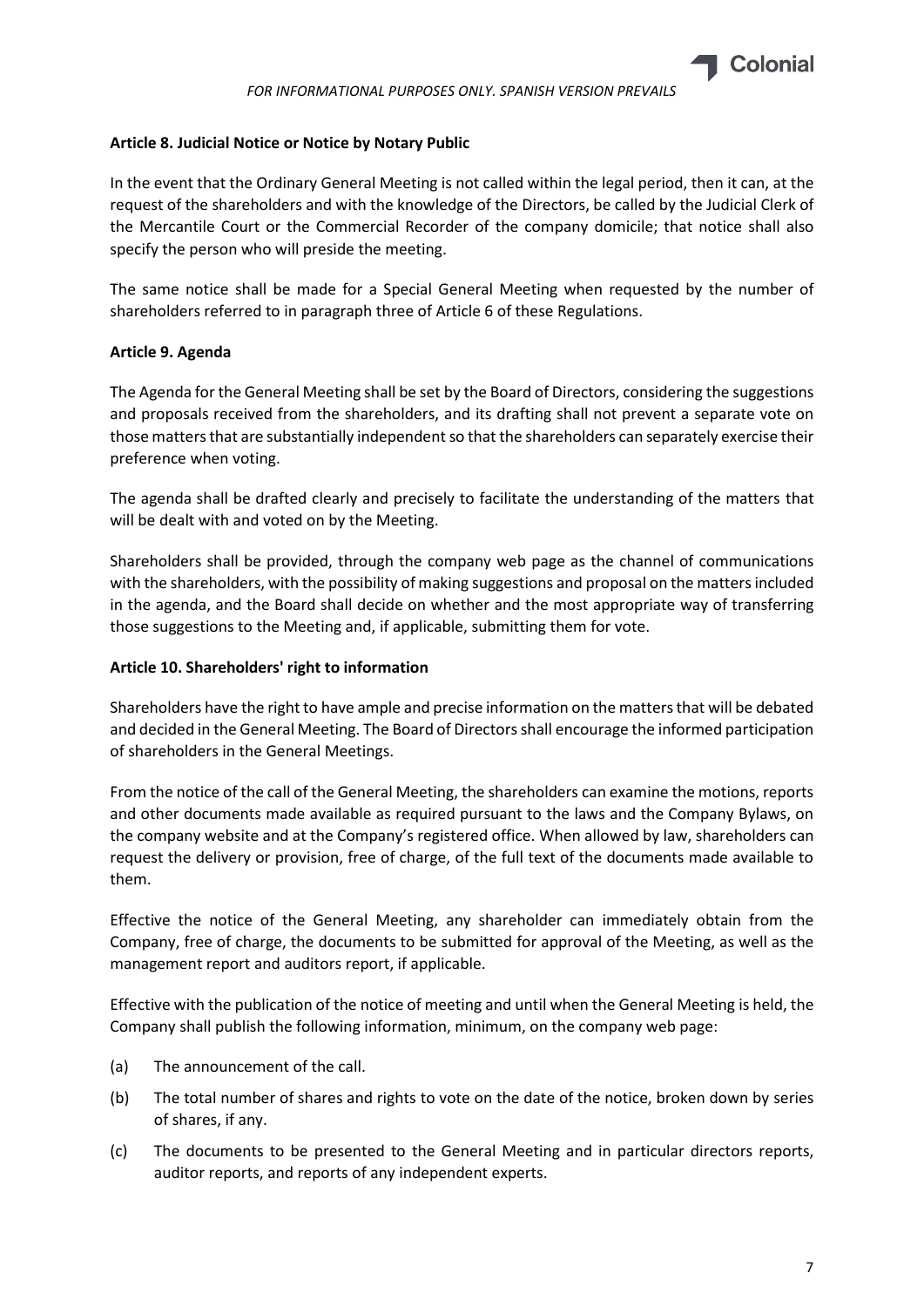**Article 8. Judicial Notice or Notice by Notary Public**

In the event that the Ordinary General Meeting is not called within the legal period, then it can, at the request of the shareholders and with the knowledge of the Directors, be called by the Judicial Clerk of the Mercantile Court or the Commercial Recorder of the company domicile; that notice shall also specify the person who will preside the meeting.

The same notice shall be made for a Special General Meeting when requested by the number of shareholders referred to in paragraph three of Article 6 of these Regulations.

**Article 9. Agenda**

The Agenda for the General Meeting shall be set by the Board of Directors, considering the suggestions and proposals received from the shareholders, and its drafting shall not prevent a separate vote on those matters that are substantially independent so that the shareholders can separately exercise their preference when voting.

The agenda shall be drafted clearly and precisely to facilitate the understanding of the matters that will be dealt with and voted on by the Meeting.

Shareholders shall be provided, through the company web page as the channel of communications with the shareholders, with the possibility of making suggestions and proposal on the matters included in the agenda, and the Board shall decide on whether and the most appropriate way of transferring those suggestions to the Meeting and, if applicable, submitting them for vote.

**Article 10. Shareholders' right to information**

Shareholders have the right to have ample and precise information on the matters that will be debated and decided in the General Meeting. The Board of Directors shall encourage the informed participation of shareholders in the General Meetings.

From the notice of the call of the General Meeting, the shareholders can examine the motions, reports and other documents made available as required pursuant to the laws and the Company Bylaws, on the company website and at the Company's registered office. When allowed by law, shareholders can request the delivery or provision, free of charge, of the full text of the documents made available to them.

Effective the notice of the General Meeting, any shareholder can immediately obtain from the Company, free of charge, the documents to be submitted for approval of the Meeting, as well as the management report and auditors report, if applicable.

Effective with the publication of the notice of meeting and until when the General Meeting is held, the Company shall publish the following information, minimum, on the company web page:

(a) The announcement of the call.

(b) The total number of shares and rights to vote on the date of the notice, broken down by series of shares, if any.

(c) The documents to be presented to the General Meeting and in particular directors reports, auditor reports, and reports of any independent experts.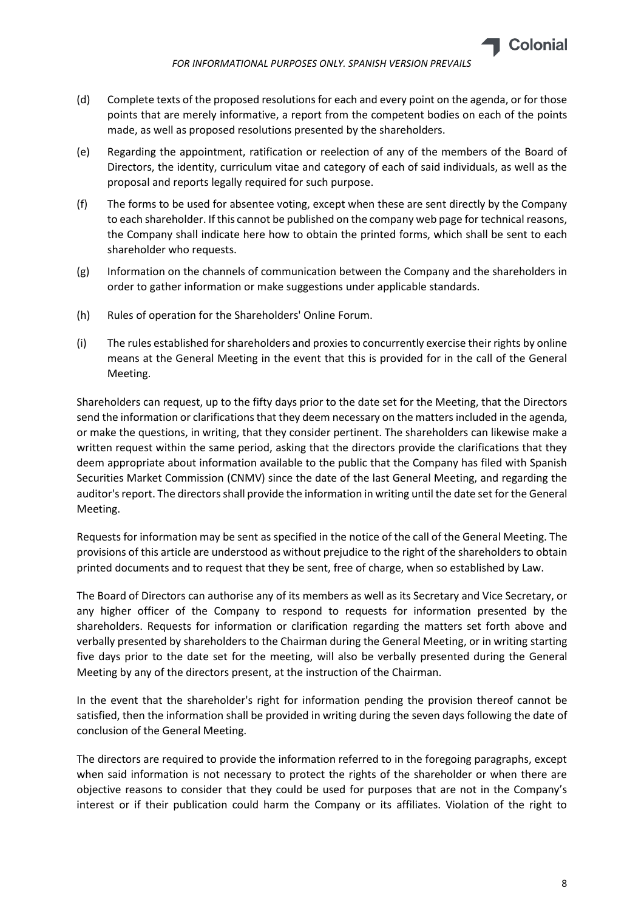(d) Complete texts of the proposed resolutions for each and every point on the agenda, or for those points that are merely informative, a report from the competent bodies on each of the points made, as well as proposed resolutions presented by the shareholders.

(e) Regarding the appointment, ratification or reelection of any of the members of the Board of Directors, the identity, curriculum vitae and category of each of said individuals, as well as the proposal and reports legally required for such purpose.

(f) The forms to be used for absentee voting, except when these are sent directly by the Company to each shareholder. If this cannot be published on the company web page for technical reasons, the Company shall indicate here how to obtain the printed forms, which shall be sent to each shareholder who requests.

(g) Information on the channels of communication between the Company and the shareholders in order to gather information or make suggestions under applicable standards.

(h) Rules of operation for the Shareholders' Online Forum.

(i) The rules established for shareholders and proxies to concurrently exercise their rights by online means at the General Meeting in the event that this is provided for in the call of the General Meeting.

Shareholders can request, up to the fifty days prior to the date set for the Meeting, that the Directors send the information or clarifications that they deem necessary on the matters included in the agenda, or make the questions, in writing, that they consider pertinent. The shareholders can likewise make a written request within the same period, asking that the directors provide the clarifications that they deem appropriate about information available to the public that the Company has filed with Spanish Securities Market Commission (CNMV) since the date of the last General Meeting, and regarding the auditor's report. The directors shall provide the information in writing until the date set for the General Meeting.

Requests for information may be sent as specified in the notice of the call of the General Meeting. The provisions of this article are understood as without prejudice to the right of the shareholders to obtain printed documents and to request that they be sent, free of charge, when so established by Law.

The Board of Directors can authorise any of its members as well as its Secretary and Vice Secretary, or any higher officer of the Company to respond to requests for information presented by the shareholders. Requests for information or clarification regarding the matters set forth above and verbally presented by shareholders to the Chairman during the General Meeting, or in writing starting five days prior to the date set for the meeting, will also be verbally presented during the General Meeting by any of the directors present, at the instruction of the Chairman.

In the event that the shareholder's right for information pending the provision thereof cannot be satisfied, then the information shall be provided in writing during the seven days following the date of conclusion of the General Meeting.

The directors are required to provide the information referred to in the foregoing paragraphs, except when said information is not necessary to protect the rights of the shareholder or when there are objective reasons to consider that they could be used for purposes that are not in the Company's interest or if their publication could harm the Company or its affiliates. Violation of the right to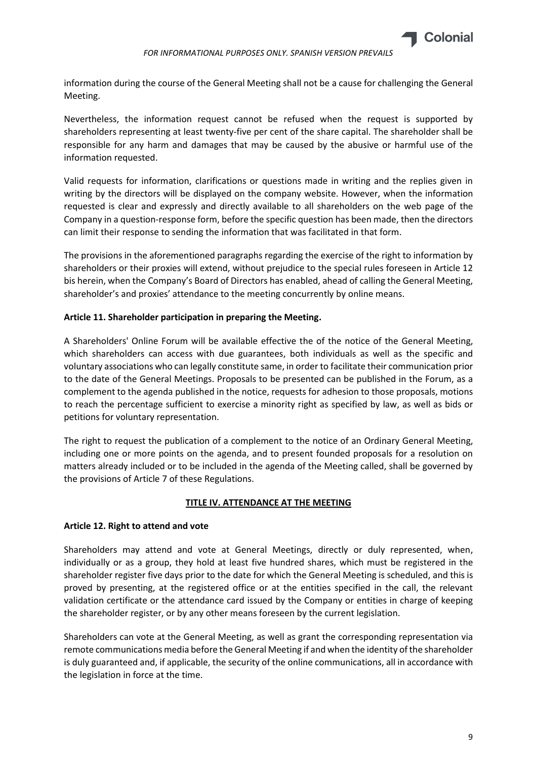information during the course of the General Meeting shall not be a cause for challenging the General Meeting.

Nevertheless, the information request cannot be refused when the request is supported by shareholders representing at least twenty-five per cent of the share capital. The shareholder shall be responsible for any harm and damages that may be caused by the abusive or harmful use of the information requested.

Valid requests for information, clarifications or questions made in writing and the replies given in writing by the directors will be displayed on the company website. However, when the information requested is clear and expressly and directly available to all shareholders on the web page of the Company in a question-response form, before the specific question has been made, then the directors can limit their response to sending the information that was facilitated in that form.

The provisions in the aforementioned paragraphs regarding the exercise of the right to information by shareholders or their proxies will extend, without prejudice to the special rules foreseen in Article 12 bis herein, when the Company's Board of Directors has enabled, ahead of calling the General Meeting, shareholder's and proxies' attendance to the meeting concurrently by online means.

**Article 11. Shareholder participation in preparing the Meeting.**

A Shareholders' Online Forum will be available effective the of the notice of the General Meeting, which shareholders can access with due guarantees, both individuals as well as the specific and voluntary associations who can legally constitute same, in order to facilitate their communication prior to the date of the General Meetings. Proposals to be presented can be published in the Forum, as a complement to the agenda published in the notice, requests for adhesion to those proposals, motions to reach the percentage sufficient to exercise a minority right as specified by law, as well as bids or petitions for voluntary representation.

The right to request the publication of a complement to the notice of an Ordinary General Meeting, including one or more points on the agenda, and to present founded proposals for a resolution on matters already included or to be included in the agenda of the Meeting called, shall be governed by the provisions of Article 7 of these Regulations.

## TITLE IV. ATTENDANCE AT THE MEETING

**Article 12. Right to attend and vote**

Shareholders may attend and vote at General Meetings, directly or duly represented, when, individually or as a group, they hold at least five hundred shares, which must be registered in the shareholder register five days prior to the date for which the General Meeting is scheduled, and this is proved by presenting, at the registered office or at the entities specified in the call, the relevant validation certificate or the attendance card issued by the Company or entities in charge of keeping the shareholder register, or by any other means foreseen by the current legislation.

Shareholders can vote at the General Meeting, as well as grant the corresponding representation via remote communications media before the General Meeting if and when the identity of the shareholder is duly guaranteed and, if applicable, the security of the online communications, all in accordance with the legislation in force at the time.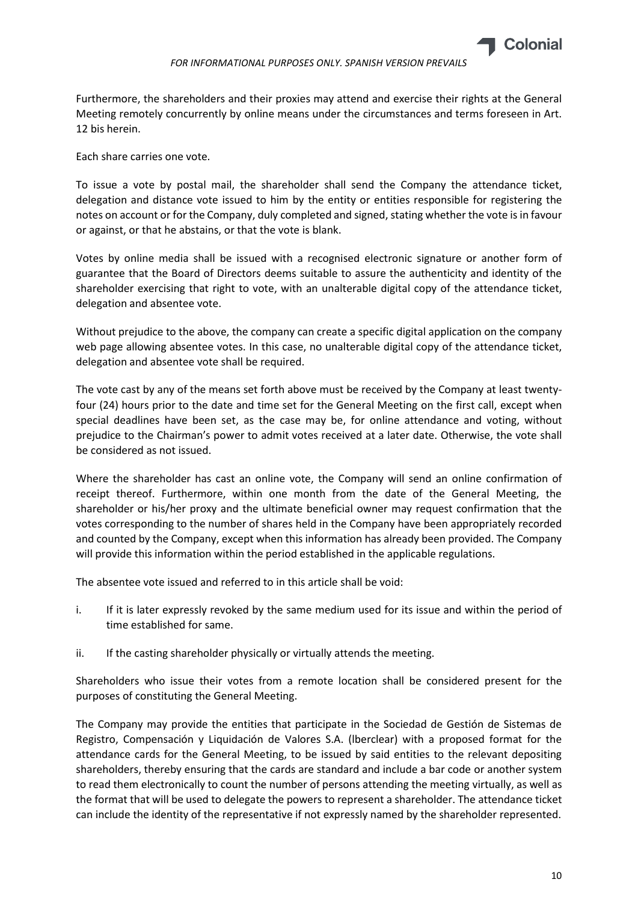Furthermore, the shareholders and their proxies may attend and exercise their rights at the General Meeting remotely concurrently by online means under the circumstances and terms foreseen in Art. 12 bis herein.

Each share carries one vote.

To issue a vote by postal mail, the shareholder shall send the Company the attendance ticket, delegation and distance vote issued to him by the entity or entities responsible for registering the notes on account or for the Company, duly completed and signed, stating whether the vote is in favour or against, or that he abstains, or that the vote is blank.

Votes by online media shall be issued with a recognised electronic signature or another form of guarantee that the Board of Directors deems suitable to assure the authenticity and identity of the shareholder exercising that right to vote, with an unalterable digital copy of the attendance ticket, delegation and absentee vote.

Without prejudice to the above, the company can create a specific digital application on the company web page allowing absentee votes. In this case, no unalterable digital copy of the attendance ticket, delegation and absentee vote shall be required.

The vote cast by any of the means set forth above must be received by the Company at least twenty-four (24) hours prior to the date and time set for the General Meeting on the first call, except when special deadlines have been set, as the case may be, for online attendance and voting, without prejudice to the Chairman's power to admit votes received at a later date. Otherwise, the vote shall be considered as not issued.

Where the shareholder has cast an online vote, the Company will send an online confirmation of receipt thereof. Furthermore, within one month from the date of the General Meeting, the shareholder or his/her proxy and the ultimate beneficial owner may request confirmation that the votes corresponding to the number of shares held in the Company have been appropriately recorded and counted by the Company, except when this information has already been provided. The Company will provide this information within the period established in the applicable regulations.

The absentee vote issued and referred to in this article shall be void:

i. If it is later expressly revoked by the same medium used for its issue and within the period of time established for same.

ii. If the casting shareholder physically or virtually attends the meeting.

Shareholders who issue their votes from a remote location shall be considered present for the purposes of constituting the General Meeting.

The Company may provide the entities that participate in the Sociedad de Gestión de Sistemas de Registro, Compensación y Liquidación de Valores S.A. (lberclear) with a proposed format for the attendance cards for the General Meeting, to be issued by said entities to the relevant depositing shareholders, thereby ensuring that the cards are standard and include a bar code or another system to read them electronically to count the number of persons attending the meeting virtually, as well as the format that will be used to delegate the powers to represent a shareholder. The attendance ticket can include the identity of the representative if not expressly named by the shareholder represented.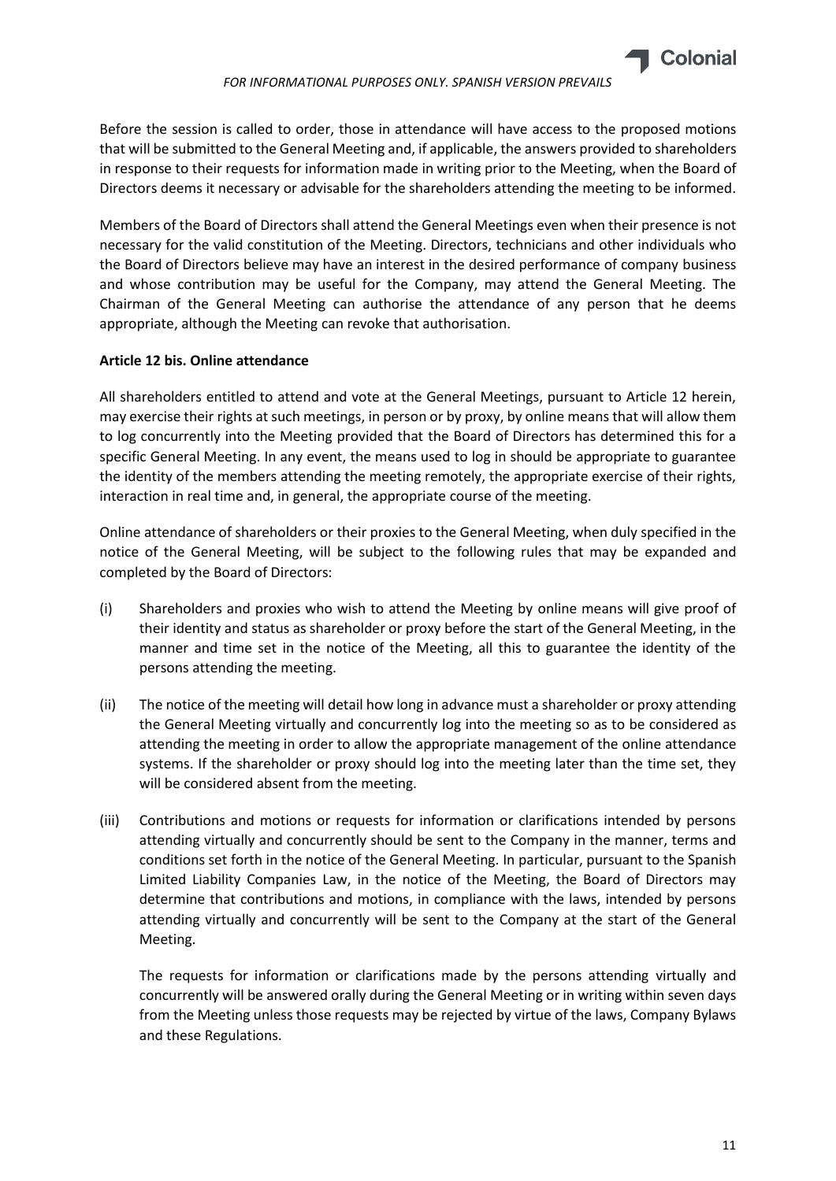Before the session is called to order, those in attendance will have access to the proposed motions that will be submitted to the General Meeting and, if applicable, the answers provided to shareholders in response to their requests for information made in writing prior to the Meeting, when the Board of Directors deems it necessary or advisable for the shareholders attending the meeting to be informed.

Members of the Board of Directors shall attend the General Meetings even when their presence is not necessary for the valid constitution of the Meeting. Directors, technicians and other individuals who the Board of Directors believe may have an interest in the desired performance of company business and whose contribution may be useful for the Company, may attend the General Meeting. The Chairman of the General Meeting can authorise the attendance of any person that he deems appropriate, although the Meeting can revoke that authorisation.

**Article 12 bis. Online attendance**

All shareholders entitled to attend and vote at the General Meetings, pursuant to Article 12 herein, may exercise their rights at such meetings, in person or by proxy, by online means that will allow them to log concurrently into the Meeting provided that the Board of Directors has determined this for a specific General Meeting. In any event, the means used to log in should be appropriate to guarantee the identity of the members attending the meeting remotely, the appropriate exercise of their rights, interaction in real time and, in general, the appropriate course of the meeting.

Online attendance of shareholders or their proxies to the General Meeting, when duly specified in the notice of the General Meeting, will be subject to the following rules that may be expanded and completed by the Board of Directors:

(i) Shareholders and proxies who wish to attend the Meeting by online means will give proof of their identity and status as shareholder or proxy before the start of the General Meeting, in the manner and time set in the notice of the Meeting, all this to guarantee the identity of the persons attending the meeting.

(ii) The notice of the meeting will detail how long in advance must a shareholder or proxy attending the General Meeting virtually and concurrently log into the meeting so as to be considered as attending the meeting in order to allow the appropriate management of the online attendance systems. If the shareholder or proxy should log into the meeting later than the time set, they will be considered absent from the meeting.

(iii) Contributions and motions or requests for information or clarifications intended by persons attending virtually and concurrently should be sent to the Company in the manner, terms and conditions set forth in the notice of the General Meeting. In particular, pursuant to the Spanish Limited Liability Companies Law, in the notice of the Meeting, the Board of Directors may determine that contributions and motions, in compliance with the laws, intended by persons attending virtually and concurrently will be sent to the Company at the start of the General Meeting.

    The requests for information or clarifications made by the persons attending virtually and concurrently will be answered orally during the General Meeting or in writing within seven days from the Meeting unless those requests may be rejected by virtue of the laws, Company Bylaws and these Regulations.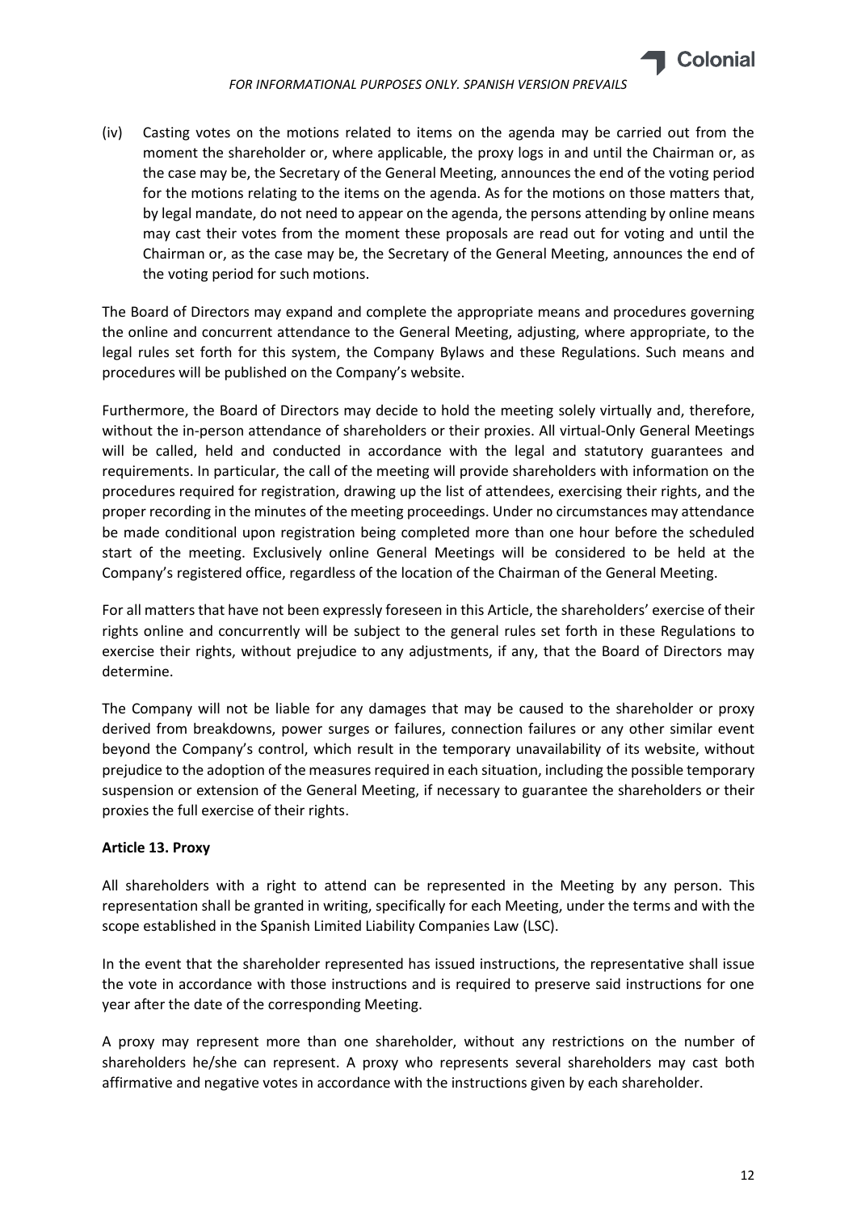(iv) Casting votes on the motions related to items on the agenda may be carried out from the moment the shareholder or, where applicable, the proxy logs in and until the Chairman or, as the case may be, the Secretary of the General Meeting, announces the end of the voting period for the motions relating to the items on the agenda. As for the motions on those matters that, by legal mandate, do not need to appear on the agenda, the persons attending by online means may cast their votes from the moment these proposals are read out for voting and until the Chairman or, as the case may be, the Secretary of the General Meeting, announces the end of the voting period for such motions.

The Board of Directors may expand and complete the appropriate means and procedures governing the online and concurrent attendance to the General Meeting, adjusting, where appropriate, to the legal rules set forth for this system, the Company Bylaws and these Regulations. Such means and procedures will be published on the Company's website.

Furthermore, the Board of Directors may decide to hold the meeting solely virtually and, therefore, without the in-person attendance of shareholders or their proxies. All virtual-Only General Meetings will be called, held and conducted in accordance with the legal and statutory guarantees and requirements. In particular, the call of the meeting will provide shareholders with information on the procedures required for registration, drawing up the list of attendees, exercising their rights, and the proper recording in the minutes of the meeting proceedings. Under no circumstances may attendance be made conditional upon registration being completed more than one hour before the scheduled start of the meeting. Exclusively online General Meetings will be considered to be held at the Company's registered office, regardless of the location of the Chairman of the General Meeting.

For all matters that have not been expressly foreseen in this Article, the shareholders' exercise of their rights online and concurrently will be subject to the general rules set forth in these Regulations to exercise their rights, without prejudice to any adjustments, if any, that the Board of Directors may determine.

The Company will not be liable for any damages that may be caused to the shareholder or proxy derived from breakdowns, power surges or failures, connection failures or any other similar event beyond the Company's control, which result in the temporary unavailability of its website, without prejudice to the adoption of the measures required in each situation, including the possible temporary suspension or extension of the General Meeting, if necessary to guarantee the shareholders or their proxies the full exercise of their rights.

**Article 13. Proxy**

All shareholders with a right to attend can be represented in the Meeting by any person. This representation shall be granted in writing, specifically for each Meeting, under the terms and with the scope established in the Spanish Limited Liability Companies Law (LSC).

In the event that the shareholder represented has issued instructions, the representative shall issue the vote in accordance with those instructions and is required to preserve said instructions for one year after the date of the corresponding Meeting.

A proxy may represent more than one shareholder, without any restrictions on the number of shareholders he/she can represent. A proxy who represents several shareholders may cast both affirmative and negative votes in accordance with the instructions given by each shareholder.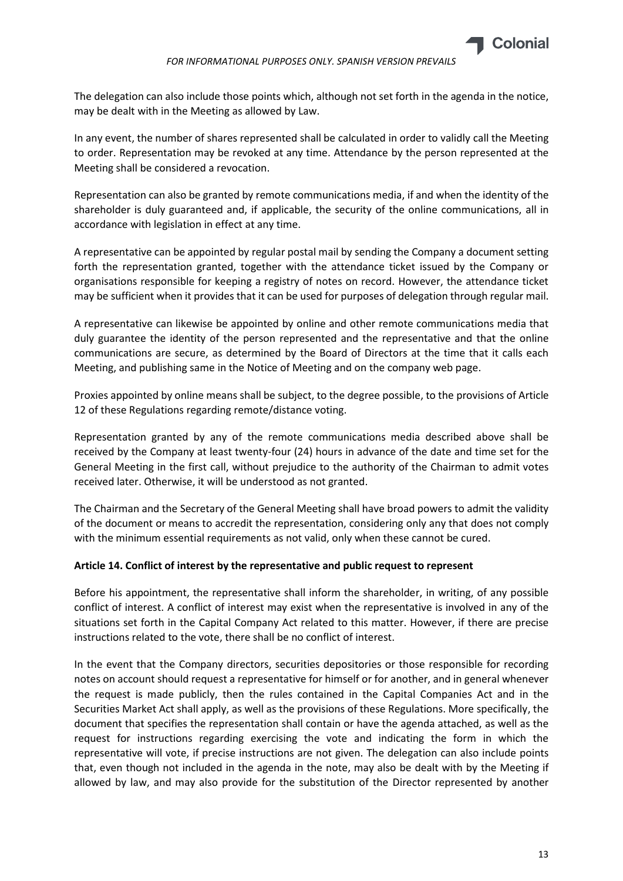The delegation can also include those points which, although not set forth in the agenda in the notice, may be dealt with in the Meeting as allowed by Law.

In any event, the number of shares represented shall be calculated in order to validly call the Meeting to order. Representation may be revoked at any time. Attendance by the person represented at the Meeting shall be considered a revocation.

Representation can also be granted by remote communications media, if and when the identity of the shareholder is duly guaranteed and, if applicable, the security of the online communications, all in accordance with legislation in effect at any time.

A representative can be appointed by regular postal mail by sending the Company a document setting forth the representation granted, together with the attendance ticket issued by the Company or organisations responsible for keeping a registry of notes on record. However, the attendance ticket may be sufficient when it provides that it can be used for purposes of delegation through regular mail.

A representative can likewise be appointed by online and other remote communications media that duly guarantee the identity of the person represented and the representative and that the online communications are secure, as determined by the Board of Directors at the time that it calls each Meeting, and publishing same in the Notice of Meeting and on the company web page.

Proxies appointed by online means shall be subject, to the degree possible, to the provisions of Article 12 of these Regulations regarding remote/distance voting.

Representation granted by any of the remote communications media described above shall be received by the Company at least twenty-four (24) hours in advance of the date and time set for the General Meeting in the first call, without prejudice to the authority of the Chairman to admit votes received later. Otherwise, it will be understood as not granted.

The Chairman and the Secretary of the General Meeting shall have broad powers to admit the validity of the document or means to accredit the representation, considering only any that does not comply with the minimum essential requirements as not valid, only when these cannot be cured.

**Article 14. Conflict of interest by the representative and public request to represent**

Before his appointment, the representative shall inform the shareholder, in writing, of any possible conflict of interest. A conflict of interest may exist when the representative is involved in any of the situations set forth in the Capital Company Act related to this matter. However, if there are precise instructions related to the vote, there shall be no conflict of interest.

In the event that the Company directors, securities depositories or those responsible for recording notes on account should request a representative for himself or for another, and in general whenever the request is made publicly, then the rules contained in the Capital Companies Act and in the Securities Market Act shall apply, as well as the provisions of these Regulations. More specifically, the document that specifies the representation shall contain or have the agenda attached, as well as the request for instructions regarding exercising the vote and indicating the form in which the representative will vote, if precise instructions are not given. The delegation can also include points that, even though not included in the agenda in the note, may also be dealt with by the Meeting if allowed by law, and may also provide for the substitution of the Director represented by another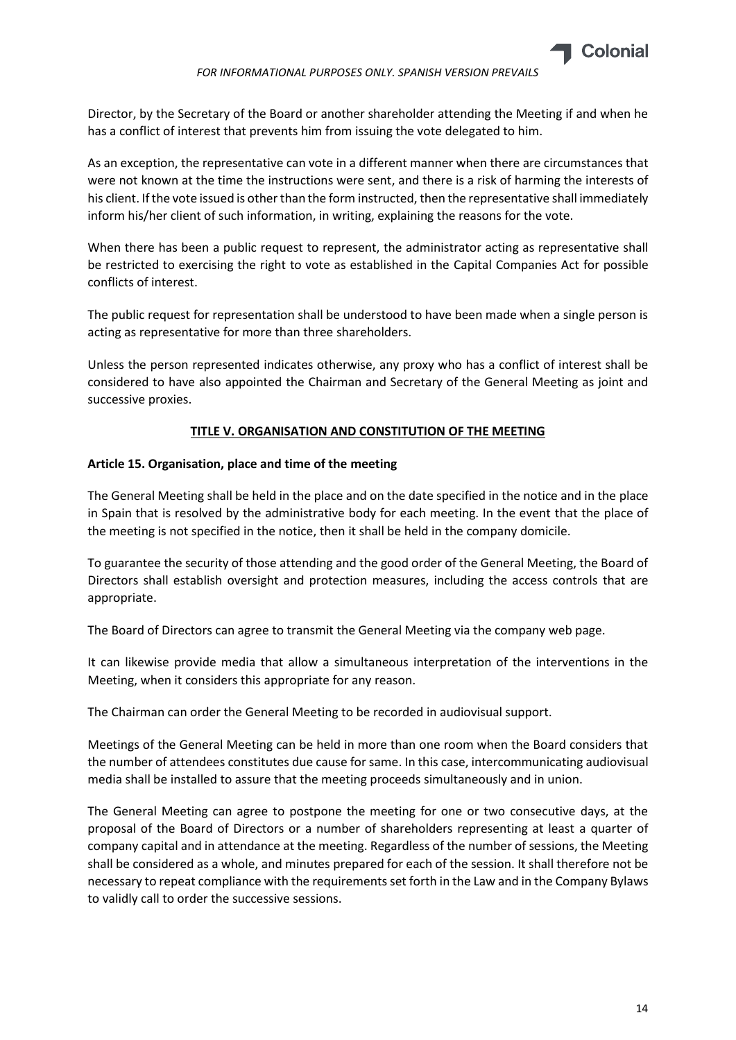Director, by the Secretary of the Board or another shareholder attending the Meeting if and when he has a conflict of interest that prevents him from issuing the vote delegated to him.

As an exception, the representative can vote in a different manner when there are circumstances that were not known at the time the instructions were sent, and there is a risk of harming the interests of his client. If the vote issued is other than the form instructed, then the representative shall immediately inform his/her client of such information, in writing, explaining the reasons for the vote.

When there has been a public request to represent, the administrator acting as representative shall be restricted to exercising the right to vote as established in the Capital Companies Act for possible conflicts of interest.

The public request for representation shall be understood to have been made when a single person is acting as representative for more than three shareholders.

Unless the person represented indicates otherwise, any proxy who has a conflict of interest shall be considered to have also appointed the Chairman and Secretary of the General Meeting as joint and successive proxies.

## TITLE V. ORGANISATION AND CONSTITUTION OF THE MEETING

### Article 15. Organisation, place and time of the meeting

The General Meeting shall be held in the place and on the date specified in the notice and in the place in Spain that is resolved by the administrative body for each meeting. In the event that the place of the meeting is not specified in the notice, then it shall be held in the company domicile.

To guarantee the security of those attending and the good order of the General Meeting, the Board of Directors shall establish oversight and protection measures, including the access controls that are appropriate.

The Board of Directors can agree to transmit the General Meeting via the company web page.

It can likewise provide media that allow a simultaneous interpretation of the interventions in the Meeting, when it considers this appropriate for any reason.

The Chairman can order the General Meeting to be recorded in audiovisual support.

Meetings of the General Meeting can be held in more than one room when the Board considers that the number of attendees constitutes due cause for same. In this case, intercommunicating audiovisual media shall be installed to assure that the meeting proceeds simultaneously and in union.

The General Meeting can agree to postpone the meeting for one or two consecutive days, at the proposal of the Board of Directors or a number of shareholders representing at least a quarter of company capital and in attendance at the meeting. Regardless of the number of sessions, the Meeting shall be considered as a whole, and minutes prepared for each of the session. It shall therefore not be necessary to repeat compliance with the requirements set forth in the Law and in the Company Bylaws to validly call to order the successive sessions.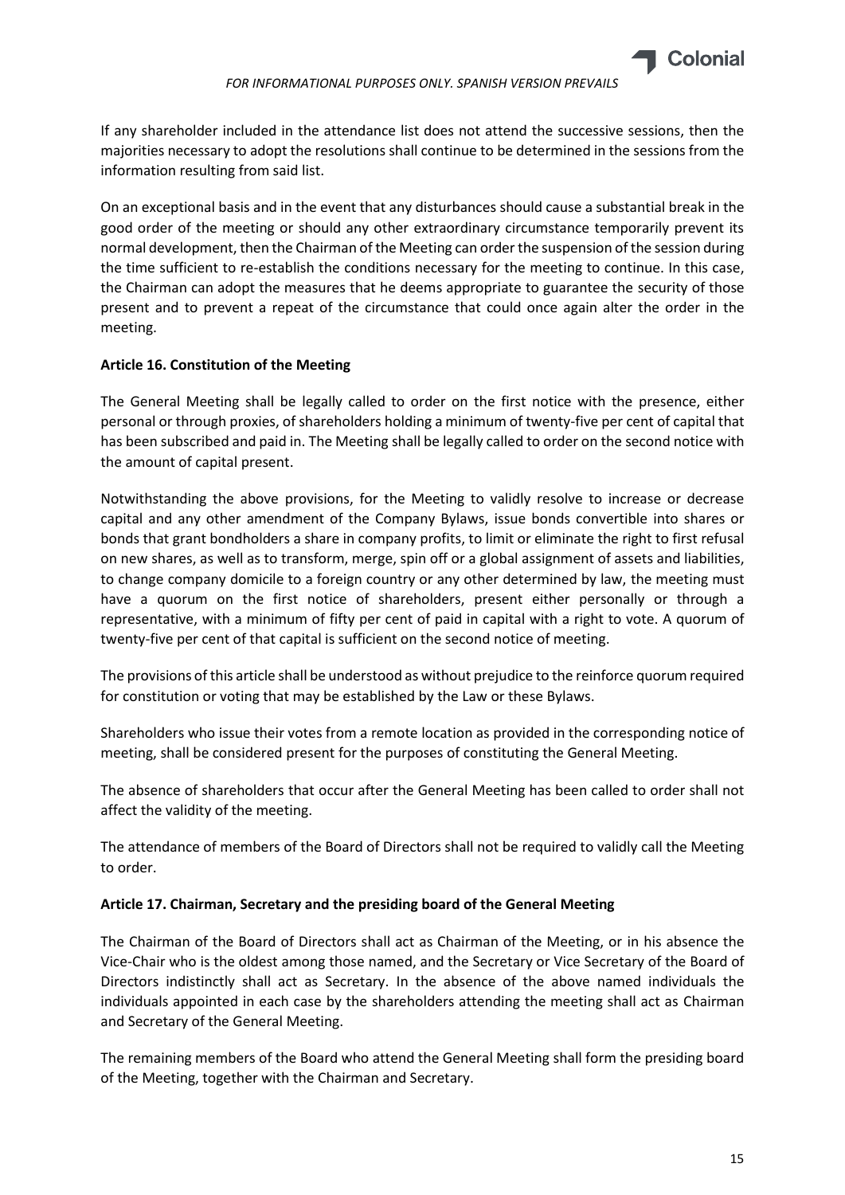If any shareholder included in the attendance list does not attend the successive sessions, then the majorities necessary to adopt the resolutions shall continue to be determined in the sessions from the information resulting from said list.

On an exceptional basis and in the event that any disturbances should cause a substantial break in the good order of the meeting or should any other extraordinary circumstance temporarily prevent its normal development, then the Chairman of the Meeting can order the suspension of the session during the time sufficient to re-establish the conditions necessary for the meeting to continue. In this case, the Chairman can adopt the measures that he deems appropriate to guarantee the security of those present and to prevent a repeat of the circumstance that could once again alter the order in the meeting.

**Article 16. Constitution of the Meeting**

The General Meeting shall be legally called to order on the first notice with the presence, either personal or through proxies, of shareholders holding a minimum of twenty-five per cent of capital that has been subscribed and paid in. The Meeting shall be legally called to order on the second notice with the amount of capital present.

Notwithstanding the above provisions, for the Meeting to validly resolve to increase or decrease capital and any other amendment of the Company Bylaws, issue bonds convertible into shares or bonds that grant bondholders a share in company profits, to limit or eliminate the right to first refusal on new shares, as well as to transform, merge, spin off or a global assignment of assets and liabilities, to change company domicile to a foreign country or any other determined by law, the meeting must have a quorum on the first notice of shareholders, present either personally or through a representative, with a minimum of fifty per cent of paid in capital with a right to vote. A quorum of twenty-five per cent of that capital is sufficient on the second notice of meeting.

The provisions of this article shall be understood as without prejudice to the reinforce quorum required for constitution or voting that may be established by the Law or these Bylaws.

Shareholders who issue their votes from a remote location as provided in the corresponding notice of meeting, shall be considered present for the purposes of constituting the General Meeting.

The absence of shareholders that occur after the General Meeting has been called to order shall not affect the validity of the meeting.

The attendance of members of the Board of Directors shall not be required to validly call the Meeting to order.

**Article 17. Chairman, Secretary and the presiding board of the General Meeting**

The Chairman of the Board of Directors shall act as Chairman of the Meeting, or in his absence the Vice-Chair who is the oldest among those named, and the Secretary or Vice Secretary of the Board of Directors indistinctly shall act as Secretary. In the absence of the above named individuals the individuals appointed in each case by the shareholders attending the meeting shall act as Chairman and Secretary of the General Meeting.

The remaining members of the Board who attend the General Meeting shall form the presiding board of the Meeting, together with the Chairman and Secretary.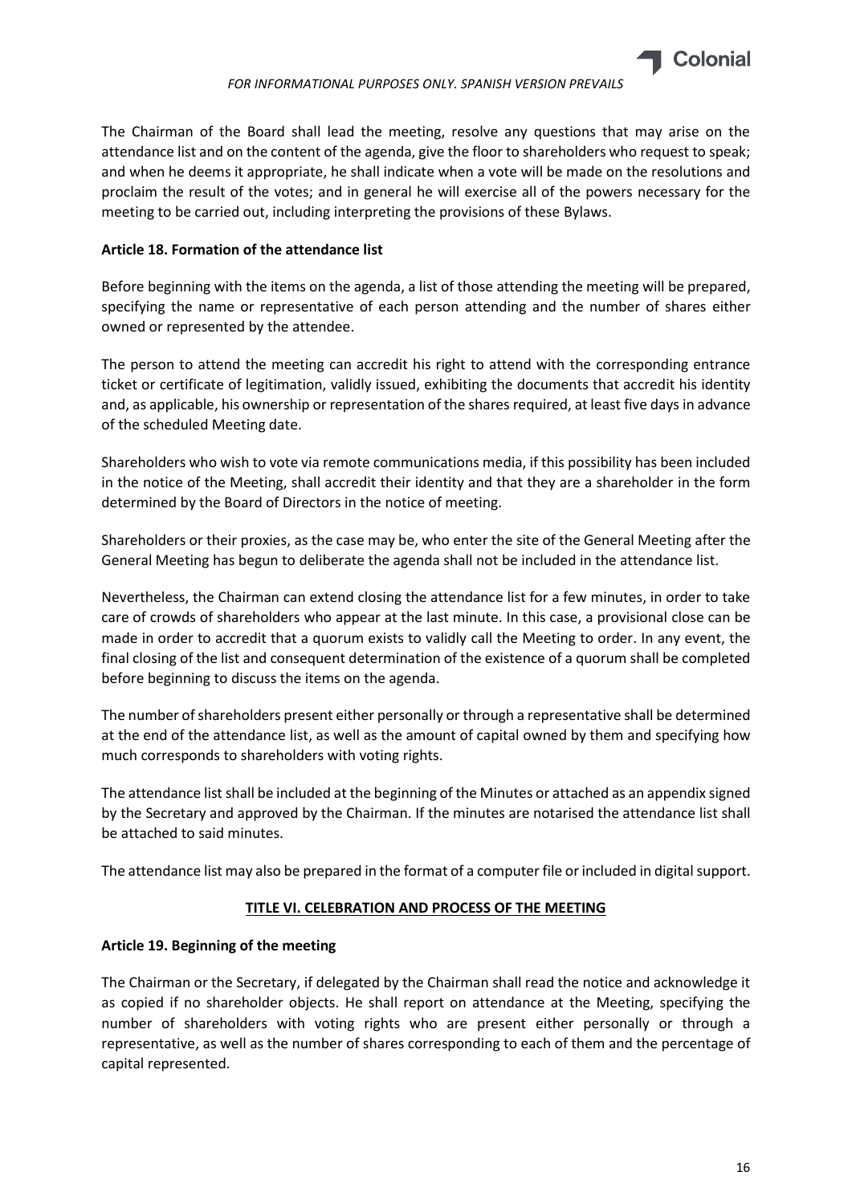The Chairman of the Board shall lead the meeting, resolve any questions that may arise on the attendance list and on the content of the agenda, give the floor to shareholders who request to speak; and when he deems it appropriate, he shall indicate when a vote will be made on the resolutions and proclaim the result of the votes; and in general he will exercise all of the powers necessary for the meeting to be carried out, including interpreting the provisions of these Bylaws.

**Article 18. Formation of the attendance list**

Before beginning with the items on the agenda, a list of those attending the meeting will be prepared, specifying the name or representative of each person attending and the number of shares either owned or represented by the attendee.

The person to attend the meeting can accredit his right to attend with the corresponding entrance ticket or certificate of legitimation, validly issued, exhibiting the documents that accredit his identity and, as applicable, his ownership or representation of the shares required, at least five days in advance of the scheduled Meeting date.

Shareholders who wish to vote via remote communications media, if this possibility has been included in the notice of the Meeting, shall accredit their identity and that they are a shareholder in the form determined by the Board of Directors in the notice of meeting.

Shareholders or their proxies, as the case may be, who enter the site of the General Meeting after the General Meeting has begun to deliberate the agenda shall not be included in the attendance list.

Nevertheless, the Chairman can extend closing the attendance list for a few minutes, in order to take care of crowds of shareholders who appear at the last minute. In this case, a provisional close can be made in order to accredit that a quorum exists to validly call the Meeting to order. In any event, the final closing of the list and consequent determination of the existence of a quorum shall be completed before beginning to discuss the items on the agenda.

The number of shareholders present either personally or through a representative shall be determined at the end of the attendance list, as well as the amount of capital owned by them and specifying how much corresponds to shareholders with voting rights.

The attendance list shall be included at the beginning of the Minutes or attached as an appendix signed by the Secretary and approved by the Chairman. If the minutes are notarised the attendance list shall be attached to said minutes.

The attendance list may also be prepared in the format of a computer file or included in digital support.

## TITLE VI. CELEBRATION AND PROCESS OF THE MEETING

**Article 19. Beginning of the meeting**

The Chairman or the Secretary, if delegated by the Chairman shall read the notice and acknowledge it as copied if no shareholder objects. He shall report on attendance at the Meeting, specifying the number of shareholders with voting rights who are present either personally or through a representative, as well as the number of shares corresponding to each of them and the percentage of capital represented.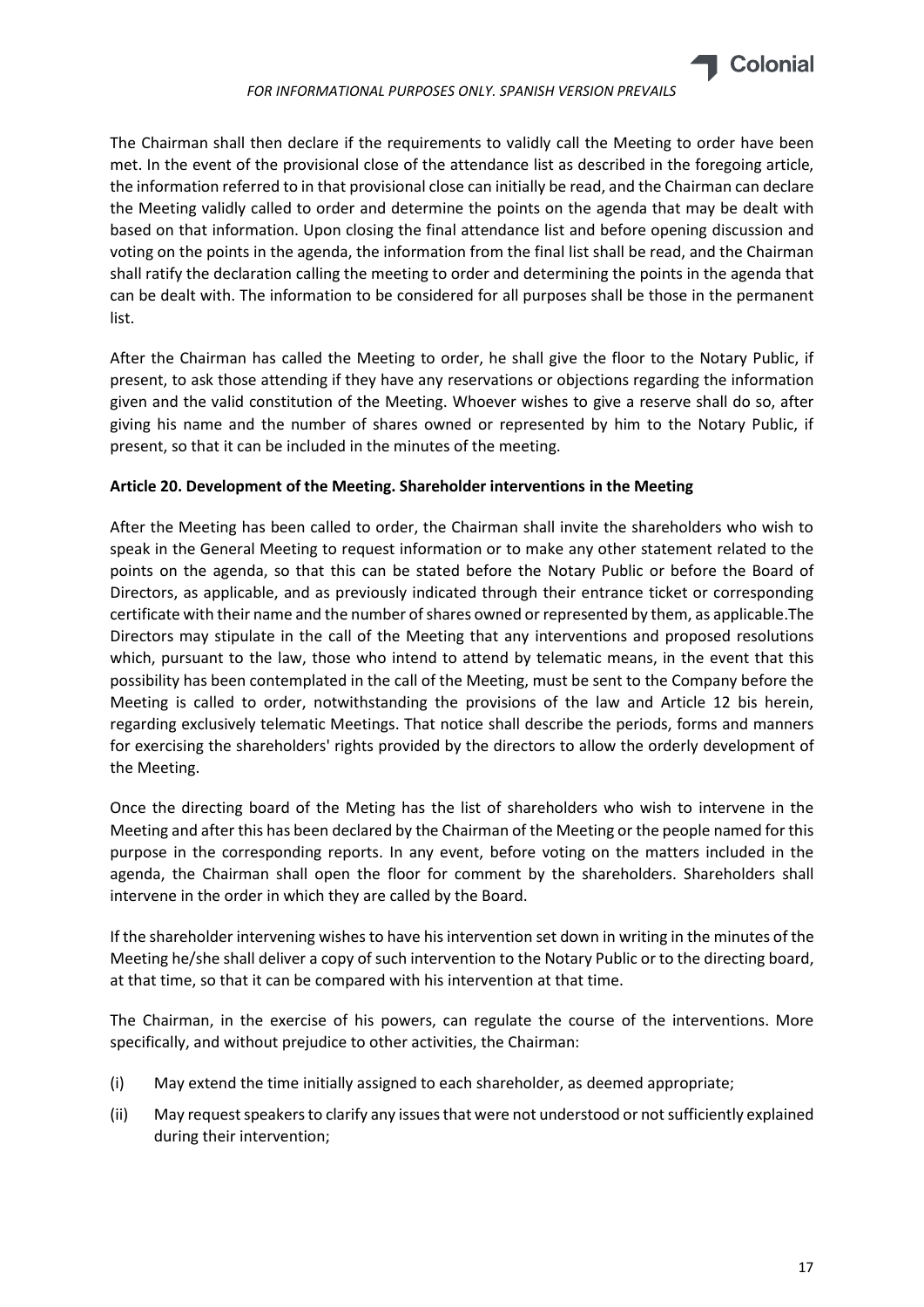The Chairman shall then declare if the requirements to validly call the Meeting to order have been met. In the event of the provisional close of the attendance list as described in the foregoing article, the information referred to in that provisional close can initially be read, and the Chairman can declare the Meeting validly called to order and determine the points on the agenda that may be dealt with based on that information. Upon closing the final attendance list and before opening discussion and voting on the points in the agenda, the information from the final list shall be read, and the Chairman shall ratify the declaration calling the meeting to order and determining the points in the agenda that can be dealt with. The information to be considered for all purposes shall be those in the permanent list.

After the Chairman has called the Meeting to order, he shall give the floor to the Notary Public, if present, to ask those attending if they have any reservations or objections regarding the information given and the valid constitution of the Meeting. Whoever wishes to give a reserve shall do so, after giving his name and the number of shares owned or represented by him to the Notary Public, if present, so that it can be included in the minutes of the meeting.

**Article 20. Development of the Meeting. Shareholder interventions in the Meeting**

After the Meeting has been called to order, the Chairman shall invite the shareholders who wish to speak in the General Meeting to request information or to make any other statement related to the points on the agenda, so that this can be stated before the Notary Public or before the Board of Directors, as applicable, and as previously indicated through their entrance ticket or corresponding certificate with their name and the number of shares owned or represented by them, as applicable.The Directors may stipulate in the call of the Meeting that any interventions and proposed resolutions which, pursuant to the law, those who intend to attend by telematic means, in the event that this possibility has been contemplated in the call of the Meeting, must be sent to the Company before the Meeting is called to order, notwithstanding the provisions of the law and Article 12 bis herein, regarding exclusively telematic Meetings. That notice shall describe the periods, forms and manners for exercising the shareholders' rights provided by the directors to allow the orderly development of the Meeting.

Once the directing board of the Meting has the list of shareholders who wish to intervene in the Meeting and after this has been declared by the Chairman of the Meeting or the people named for this purpose in the corresponding reports. In any event, before voting on the matters included in the agenda, the Chairman shall open the floor for comment by the shareholders. Shareholders shall intervene in the order in which they are called by the Board.

If the shareholder intervening wishes to have his intervention set down in writing in the minutes of the Meeting he/she shall deliver a copy of such intervention to the Notary Public or to the directing board, at that time, so that it can be compared with his intervention at that time.

The Chairman, in the exercise of his powers, can regulate the course of the interventions. More specifically, and without prejudice to other activities, the Chairman:

(i) May extend the time initially assigned to each shareholder, as deemed appropriate;

(ii) May request speakers to clarify any issues that were not understood or not sufficiently explained during their intervention;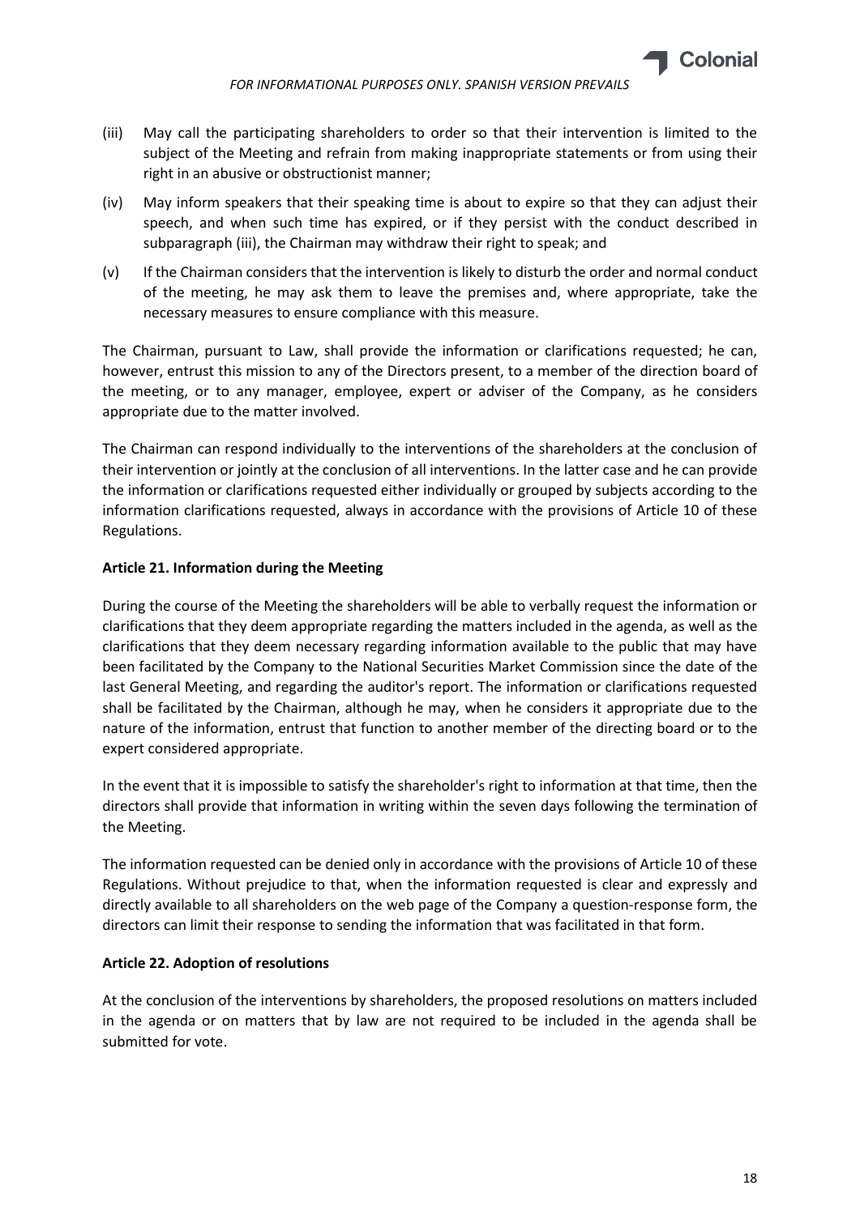(iii) May call the participating shareholders to order so that their intervention is limited to the subject of the Meeting and refrain from making inappropriate statements or from using their right in an abusive or obstructionist manner;

(iv) May inform speakers that their speaking time is about to expire so that they can adjust their speech, and when such time has expired, or if they persist with the conduct described in subparagraph (iii), the Chairman may withdraw their right to speak; and

(v) If the Chairman considers that the intervention is likely to disturb the order and normal conduct of the meeting, he may ask them to leave the premises and, where appropriate, take the necessary measures to ensure compliance with this measure.

The Chairman, pursuant to Law, shall provide the information or clarifications requested; he can, however, entrust this mission to any of the Directors present, to a member of the direction board of the meeting, or to any manager, employee, expert or adviser of the Company, as he considers appropriate due to the matter involved.

The Chairman can respond individually to the interventions of the shareholders at the conclusion of their intervention or jointly at the conclusion of all interventions. In the latter case and he can provide the information or clarifications requested either individually or grouped by subjects according to the information clarifications requested, always in accordance with the provisions of Article 10 of these Regulations.

**Article 21. Information during the Meeting**

During the course of the Meeting the shareholders will be able to verbally request the information or clarifications that they deem appropriate regarding the matters included in the agenda, as well as the clarifications that they deem necessary regarding information available to the public that may have been facilitated by the Company to the National Securities Market Commission since the date of the last General Meeting, and regarding the auditor's report. The information or clarifications requested shall be facilitated by the Chairman, although he may, when he considers it appropriate due to the nature of the information, entrust that function to another member of the directing board or to the expert considered appropriate.

In the event that it is impossible to satisfy the shareholder's right to information at that time, then the directors shall provide that information in writing within the seven days following the termination of the Meeting.

The information requested can be denied only in accordance with the provisions of Article 10 of these Regulations. Without prejudice to that, when the information requested is clear and expressly and directly available to all shareholders on the web page of the Company a question-response form, the directors can limit their response to sending the information that was facilitated in that form.

**Article 22. Adoption of resolutions**

At the conclusion of the interventions by shareholders, the proposed resolutions on matters included in the agenda or on matters that by law are not required to be included in the agenda shall be submitted for vote.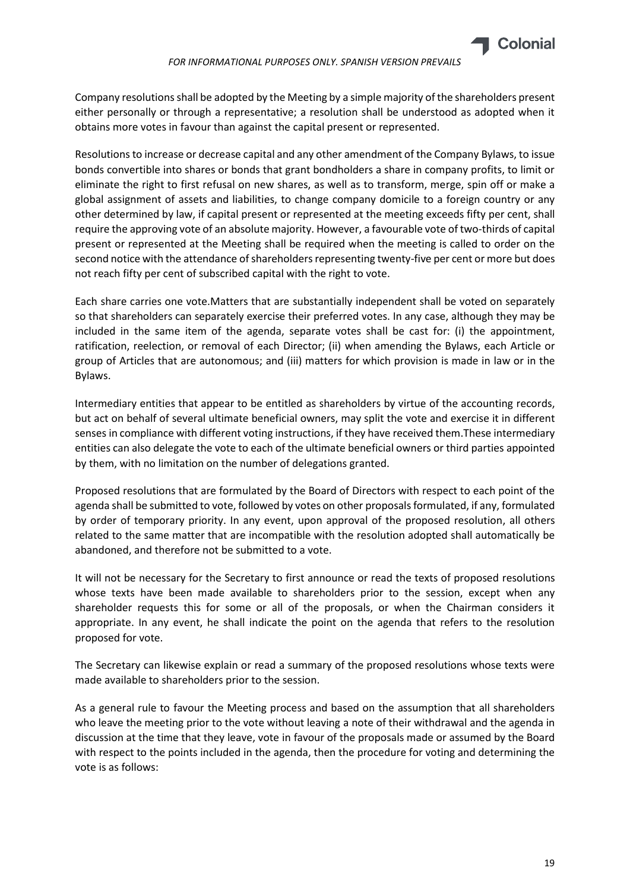Company resolutions shall be adopted by the Meeting by a simple majority of the shareholders present either personally or through a representative; a resolution shall be understood as adopted when it obtains more votes in favour than against the capital present or represented.

Resolutions to increase or decrease capital and any other amendment of the Company Bylaws, to issue bonds convertible into shares or bonds that grant bondholders a share in company profits, to limit or eliminate the right to first refusal on new shares, as well as to transform, merge, spin off or make a global assignment of assets and liabilities, to change company domicile to a foreign country or any other determined by law, if capital present or represented at the meeting exceeds fifty per cent, shall require the approving vote of an absolute majority. However, a favourable vote of two-thirds of capital present or represented at the Meeting shall be required when the meeting is called to order on the second notice with the attendance of shareholders representing twenty-five per cent or more but does not reach fifty per cent of subscribed capital with the right to vote.

Each share carries one vote.Matters that are substantially independent shall be voted on separately so that shareholders can separately exercise their preferred votes. In any case, although they may be included in the same item of the agenda, separate votes shall be cast for: (i) the appointment, ratification, reelection, or removal of each Director; (ii) when amending the Bylaws, each Article or group of Articles that are autonomous; and (iii) matters for which provision is made in law or in the Bylaws.

Intermediary entities that appear to be entitled as shareholders by virtue of the accounting records, but act on behalf of several ultimate beneficial owners, may split the vote and exercise it in different senses in compliance with different voting instructions, if they have received them.These intermediary entities can also delegate the vote to each of the ultimate beneficial owners or third parties appointed by them, with no limitation on the number of delegations granted.

Proposed resolutions that are formulated by the Board of Directors with respect to each point of the agenda shall be submitted to vote, followed by votes on other proposals formulated, if any, formulated by order of temporary priority. In any event, upon approval of the proposed resolution, all others related to the same matter that are incompatible with the resolution adopted shall automatically be abandoned, and therefore not be submitted to a vote.

It will not be necessary for the Secretary to first announce or read the texts of proposed resolutions whose texts have been made available to shareholders prior to the session, except when any shareholder requests this for some or all of the proposals, or when the Chairman considers it appropriate. In any event, he shall indicate the point on the agenda that refers to the resolution proposed for vote.

The Secretary can likewise explain or read a summary of the proposed resolutions whose texts were made available to shareholders prior to the session.

As a general rule to favour the Meeting process and based on the assumption that all shareholders who leave the meeting prior to the vote without leaving a note of their withdrawal and the agenda in discussion at the time that they leave, vote in favour of the proposals made or assumed by the Board with respect to the points included in the agenda, then the procedure for voting and determining the vote is as follows: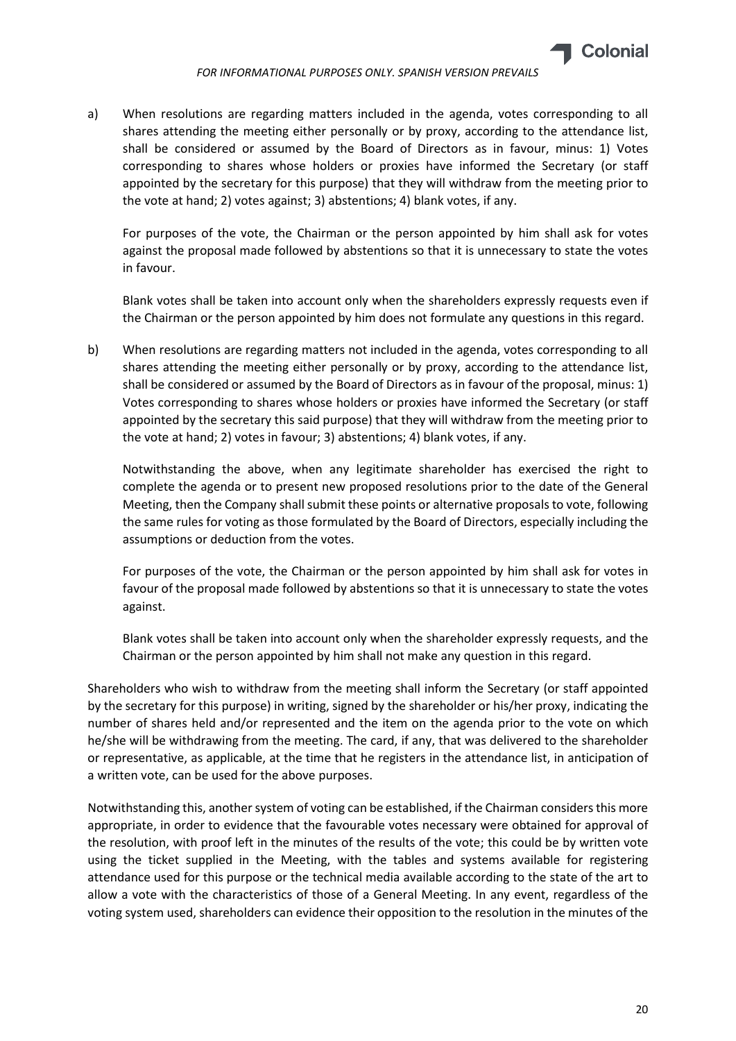a) When resolutions are regarding matters included in the agenda, votes corresponding to all shares attending the meeting either personally or by proxy, according to the attendance list, shall be considered or assumed by the Board of Directors as in favour, minus: 1) Votes corresponding to shares whose holders or proxies have informed the Secretary (or staff appointed by the secretary for this purpose) that they will withdraw from the meeting prior to the vote at hand; 2) votes against; 3) abstentions; 4) blank votes, if any.

   For purposes of the vote, the Chairman or the person appointed by him shall ask for votes against the proposal made followed by abstentions so that it is unnecessary to state the votes in favour.

   Blank votes shall be taken into account only when the shareholders expressly requests even if the Chairman or the person appointed by him does not formulate any questions in this regard.

b) When resolutions are regarding matters not included in the agenda, votes corresponding to all shares attending the meeting either personally or by proxy, according to the attendance list, shall be considered or assumed by the Board of Directors as in favour of the proposal, minus: 1) Votes corresponding to shares whose holders or proxies have informed the Secretary (or staff appointed by the secretary this said purpose) that they will withdraw from the meeting prior to the vote at hand; 2) votes in favour; 3) abstentions; 4) blank votes, if any.

   Notwithstanding the above, when any legitimate shareholder has exercised the right to complete the agenda or to present new proposed resolutions prior to the date of the General Meeting, then the Company shall submit these points or alternative proposals to vote, following the same rules for voting as those formulated by the Board of Directors, especially including the assumptions or deduction from the votes.

   For purposes of the vote, the Chairman or the person appointed by him shall ask for votes in favour of the proposal made followed by abstentions so that it is unnecessary to state the votes against.

   Blank votes shall be taken into account only when the shareholder expressly requests, and the Chairman or the person appointed by him shall not make any question in this regard.

Shareholders who wish to withdraw from the meeting shall inform the Secretary (or staff appointed by the secretary for this purpose) in writing, signed by the shareholder or his/her proxy, indicating the number of shares held and/or represented and the item on the agenda prior to the vote on which he/she will be withdrawing from the meeting. The card, if any, that was delivered to the shareholder or representative, as applicable, at the time that he registers in the attendance list, in anticipation of a written vote, can be used for the above purposes.

Notwithstanding this, another system of voting can be established, if the Chairman considers this more appropriate, in order to evidence that the favourable votes necessary were obtained for approval of the resolution, with proof left in the minutes of the results of the vote; this could be by written vote using the ticket supplied in the Meeting, with the tables and systems available for registering attendance used for this purpose or the technical media available according to the state of the art to allow a vote with the characteristics of those of a General Meeting. In any event, regardless of the voting system used, shareholders can evidence their opposition to the resolution in the minutes of the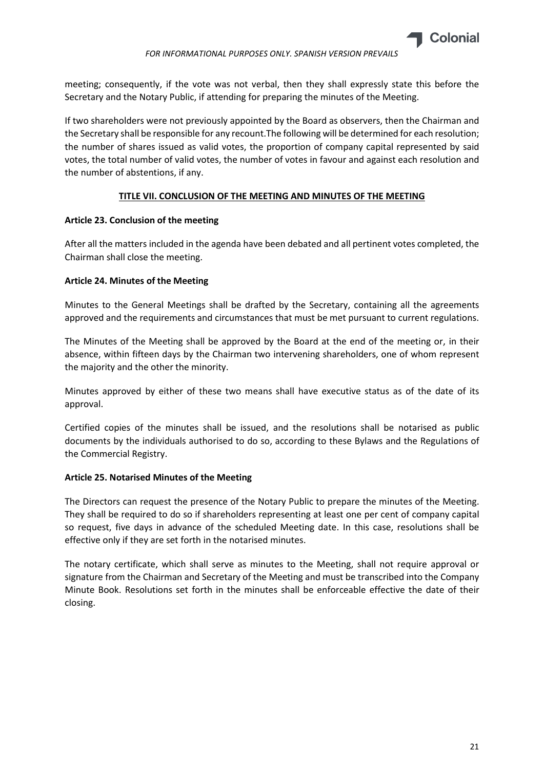meeting; consequently, if the vote was not verbal, then they shall expressly state this before the Secretary and the Notary Public, if attending for preparing the minutes of the Meeting.

If two shareholders were not previously appointed by the Board as observers, then the Chairman and the Secretary shall be responsible for any recount.The following will be determined for each resolution; the number of shares issued as valid votes, the proportion of company capital represented by said votes, the total number of valid votes, the number of votes in favour and against each resolution and the number of abstentions, if any.

## TITLE VII. CONCLUSION OF THE MEETING AND MINUTES OF THE MEETING

### Article 23. Conclusion of the meeting

After all the matters included in the agenda have been debated and all pertinent votes completed, the Chairman shall close the meeting.

### Article 24. Minutes of the Meeting

Minutes to the General Meetings shall be drafted by the Secretary, containing all the agreements approved and the requirements and circumstances that must be met pursuant to current regulations.

The Minutes of the Meeting shall be approved by the Board at the end of the meeting or, in their absence, within fifteen days by the Chairman two intervening shareholders, one of whom represent the majority and the other the minority.

Minutes approved by either of these two means shall have executive status as of the date of its approval.

Certified copies of the minutes shall be issued, and the resolutions shall be notarised as public documents by the individuals authorised to do so, according to these Bylaws and the Regulations of the Commercial Registry.

### Article 25. Notarised Minutes of the Meeting

The Directors can request the presence of the Notary Public to prepare the minutes of the Meeting. They shall be required to do so if shareholders representing at least one per cent of company capital so request, five days in advance of the scheduled Meeting date. In this case, resolutions shall be effective only if they are set forth in the notarised minutes.

The notary certificate, which shall serve as minutes to the Meeting, shall not require approval or signature from the Chairman and Secretary of the Meeting and must be transcribed into the Company Minute Book. Resolutions set forth in the minutes shall be enforceable effective the date of their closing.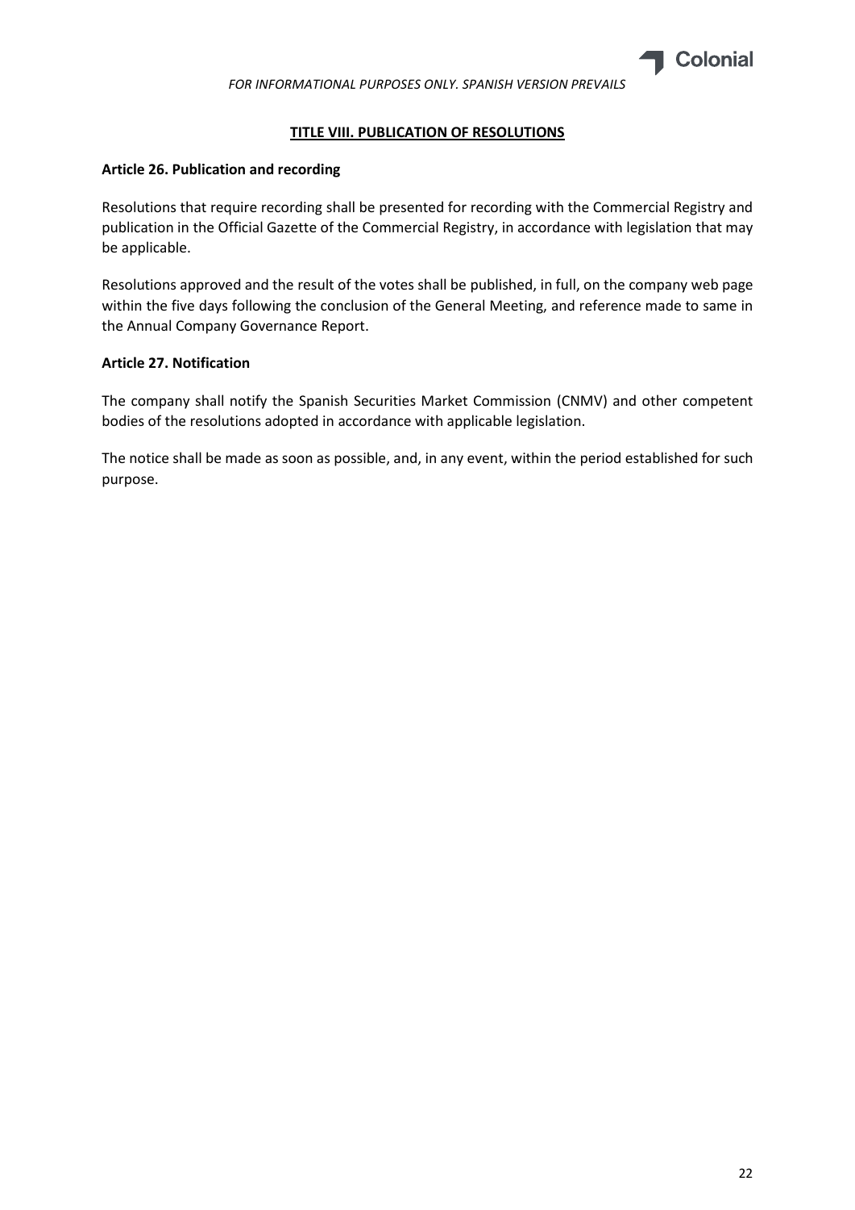## TITLE VIII. PUBLICATION OF RESOLUTIONS

### Article 26. Publication and recording

Resolutions that require recording shall be presented for recording with the Commercial Registry and publication in the Official Gazette of the Commercial Registry, in accordance with legislation that may be applicable.

Resolutions approved and the result of the votes shall be published, in full, on the company web page within the five days following the conclusion of the General Meeting, and reference made to same in the Annual Company Governance Report.

### Article 27. Notification

The company shall notify the Spanish Securities Market Commission (CNMV) and other competent bodies of the resolutions adopted in accordance with applicable legislation.

The notice shall be made as soon as possible, and, in any event, within the period established for such purpose.